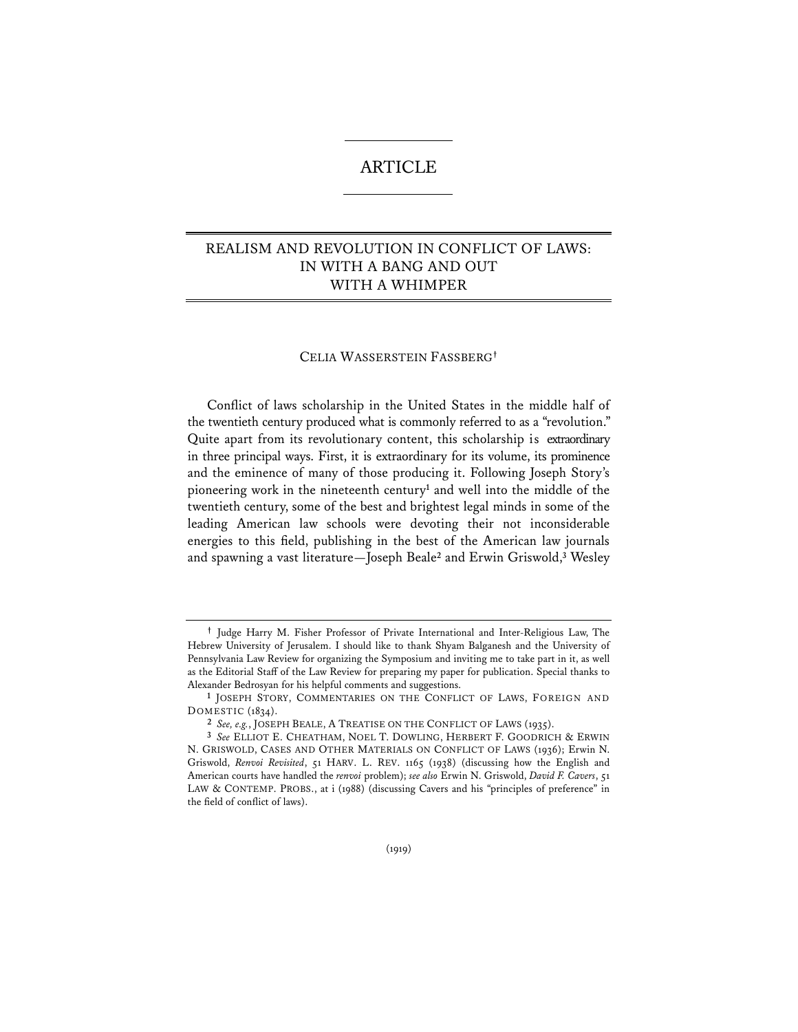# ARTICLE

## REALISM AND REVOLUTION IN CONFLICT OF LAWS: IN WITH A BANG AND OUT WITH A WHIMPER

CELIA WASSERSTEIN FASSBERG†

Conflict of laws scholarship in the United States in the middle half of the twentieth century produced what is commonly referred to as a "revolution." Quite apart from its revolutionary content, this scholarship is extraordinary in three principal ways. First, it is extraordinary for its volume, its prominence and the eminence of many of those producing it. Following Joseph Story's pioneering work in the nineteenth century[1] and well into the middle of the twentieth century, some of the best and brightest legal minds in some of the leading American law schools were devoting their not inconsiderable energies to this field, publishing in the best of the American law journals and spawning a vast literature—Joseph Beale[2] and Erwin Griswold,[3] Wesley

---

† Judge Harry M. Fisher Professor of Private International and Inter-Religious Law, The Hebrew University of Jerusalem. I should like to thank Shyam Balganesh and the University of Pennsylvania Law Review for organizing the Symposium and inviting me to take part in it, as well as the Editorial Staff of the Law Review for preparing my paper for publication. Special thanks to Alexander Bedrosyan for his helpful comments and suggestions.

[1] JOSEPH STORY, COMMENTARIES ON THE CONFLICT OF LAWS, FOREIGN AND DOMESTIC (1834).

[2] *See, e.g.*, JOSEPH BEALE, A TREATISE ON THE CONFLICT OF LAWS (1935).

[3] *See* ELLIOT E. CHEATHAM, NOEL T. DOWLING, HERBERT F. GOODRICH & ERWIN N. GRISWOLD, CASES AND OTHER MATERIALS ON CONFLICT OF LAWS (1936); Erwin N. Griswold, *Renvoi Revisited*, 51 HARV. L. REV. 1165 (1938) (discussing how the English and American courts have handled the *renvoi* problem); *see also* Erwin N. Griswold, *David F. Cavers*, 51 LAW & CONTEMP. PROBS., at i (1988) (discussing Cavers and his "principles of preference" in the field of conflict of laws).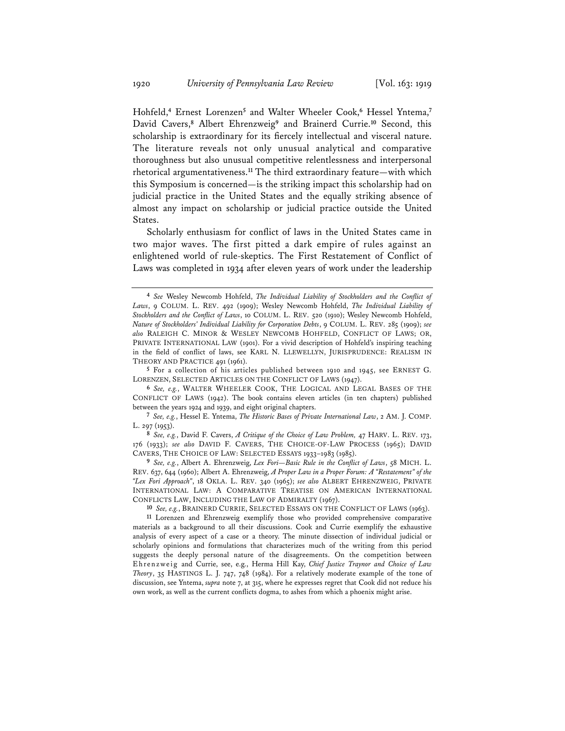Hohfeld,[4] Ernest Lorenzen[5] and Walter Wheeler Cook,[6] Hessel Yntema,[7] David Cavers,[8] Albert Ehrenzweig[9] and Brainerd Currie.[10] Second, this scholarship is extraordinary for its fiercely intellectual and visceral nature. The literature reveals not only unusual analytical and comparative thoroughness but also unusual competitive relentlessness and interpersonal rhetorical argumentativeness.[11] The third extraordinary feature—with which this Symposium is concerned—is the striking impact this scholarship had on judicial practice in the United States and the equally striking absence of almost any impact on scholarship or judicial practice outside the United States.

Scholarly enthusiasm for conflict of laws in the United States came in two major waves. The first pitted a dark empire of rules against an enlightened world of rule-skeptics. The First Restatement of Conflict of Laws was completed in 1934 after eleven years of work under the leadership

---

[4] *See* Wesley Newcomb Hohfeld, *The Individual Liability of Stockholders and the Conflict of Laws*, 9 COLUM. L. REV. 492 (1909); Wesley Newcomb Hohfeld, *The Individual Liability of Stockholders and the Conflict of Laws*, 10 COLUM. L. REV. 520 (1910); Wesley Newcomb Hohfeld, *Nature of Stockholders' Individual Liability for Corporation Debts*, 9 COLUM. L. REV. 285 (1909); *see also* RALEIGH C. MINOR & WESLEY NEWCOMB HOHFELD, CONFLICT OF LAWS; OR, PRIVATE INTERNATIONAL LAW (1901). For a vivid description of Hohfeld's inspiring teaching in the field of conflict of laws, see KARL N. LLEWELLYN, JURISPRUDENCE: REALISM IN THEORY AND PRACTICE 491 (1961).

[5] For a collection of his articles published between 1910 and 1945, see ERNEST G. LORENZEN, SELECTED ARTICLES ON THE CONFLICT OF LAWS (1947).

[6] *See, e.g.*, WALTER WHEELER COOK, THE LOGICAL AND LEGAL BASES OF THE CONFLICT OF LAWS (1942). The book contains eleven articles (in ten chapters) published between the years 1924 and 1939, and eight original chapters.

[7] *See, e.g.*, Hessel E. Yntema, *The Historic Bases of Private International Law*, 2 AM. J. COMP. L. 297 (1953).

[8] *See, e.g.*, David F. Cavers, *A Critique of the Choice of Law Problem*, 47 HARV. L. REV. 173, 176 (1933); *see also* DAVID F. CAVERS, THE CHOICE-OF-LAW PROCESS (1965); DAVID CAVERS, THE CHOICE OF LAW: SELECTED ESSAYS 1933–1983 (1985).

[9] *See, e.g.*, Albert A. Ehrenzweig, *Lex Fori—Basic Rule in the Conflict of Laws*, 58 MICH. L. REV. 637, 644 (1960); Albert A. Ehrenzweig, *A Proper Law in a Proper Forum: A "Restatement" of the "Lex Fori Approach"*, 18 OKLA. L. REV. 340 (1965); *see also* ALBERT EHRENZWEIG, PRIVATE INTERNATIONAL LAW: A COMPARATIVE TREATISE ON AMERICAN INTERNATIONAL CONFLICTS LAW, INCLUDING THE LAW OF ADMIRALTY (1967).

[10] *See, e.g.*, BRAINERD CURRIE, SELECTED ESSAYS ON THE CONFLICT OF LAWS (1963).

[11] Lorenzen and Ehrenzweig exemplify those who provided comprehensive comparative materials as a background to all their discussions. Cook and Currie exemplify the exhaustive analysis of every aspect of a case or a theory. The minute dissection of individual judicial or scholarly opinions and formulations that characterizes much of the writing from this period suggests the deeply personal nature of the disagreements. On the competition between Ehrenzweig and Currie, see, e.g., Herma Hill Kay, *Chief Justice Traynor and Choice of Law Theory*, 35 HASTINGS L. J. 747, 748 (1984). For a relatively moderate example of the tone of discussion, see Yntema, *supra* note 7, at 315, where he expresses regret that Cook did not reduce his own work, as well as the current conflicts dogma, to ashes from which a phoenix might arise.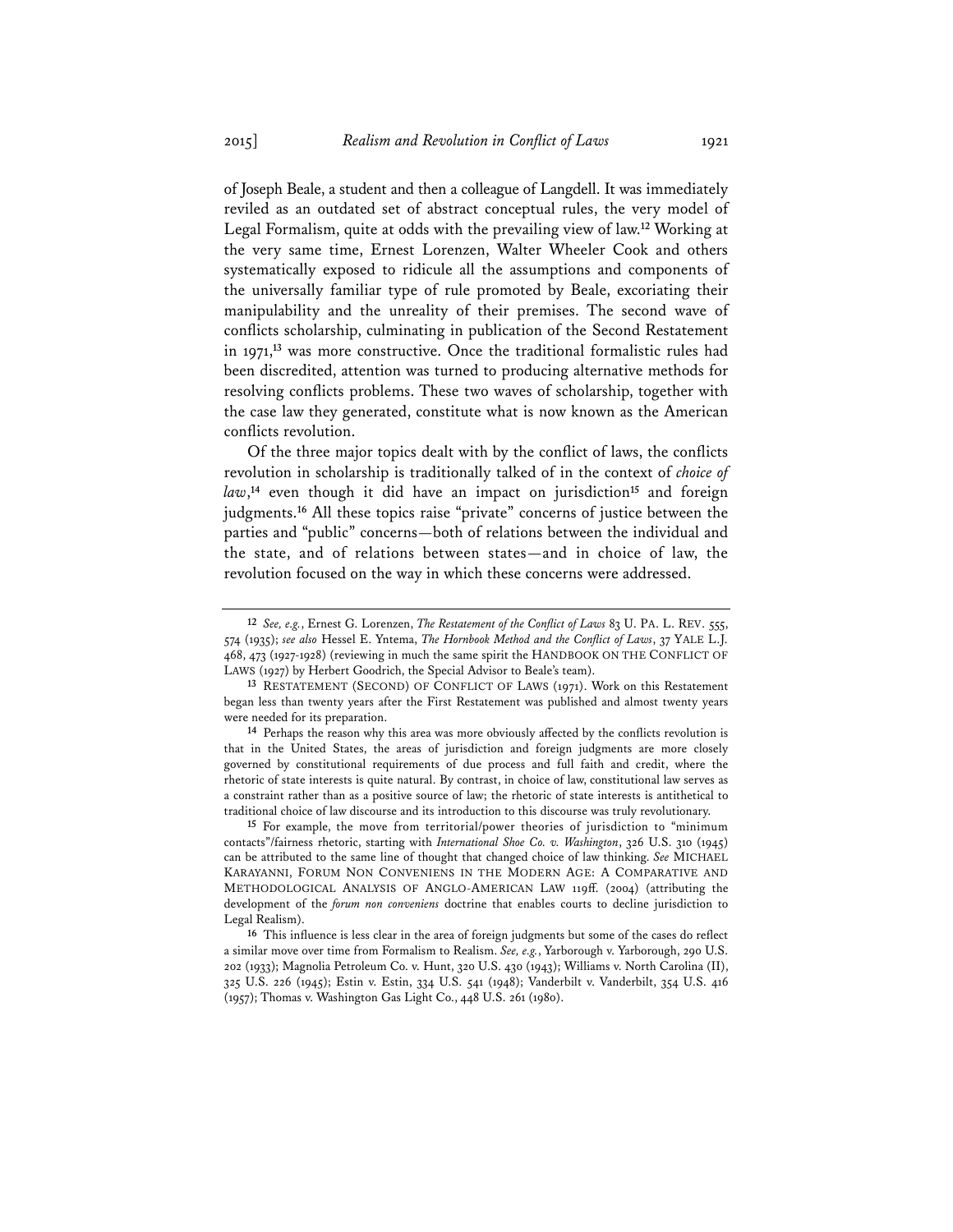of Joseph Beale, a student and then a colleague of Langdell. It was immediately reviled as an outdated set of abstract conceptual rules, the very model of Legal Formalism, quite at odds with the prevailing view of law.[12] Working at the very same time, Ernest Lorenzen, Walter Wheeler Cook and others systematically exposed to ridicule all the assumptions and components of the universally familiar type of rule promoted by Beale, excoriating their manipulability and the unreality of their premises. The second wave of conflicts scholarship, culminating in publication of the Second Restatement in 1971,[13] was more constructive. Once the traditional formalistic rules had been discredited, attention was turned to producing alternative methods for resolving conflicts problems. These two waves of scholarship, together with the case law they generated, constitute what is now known as the American conflicts revolution.

Of the three major topics dealt with by the conflict of laws, the conflicts revolution in scholarship is traditionally talked of in the context of *choice of law*,[14] even though it did have an impact on jurisdiction[15] and foreign judgments.[16] All these topics raise "private" concerns of justice between the parties and "public" concerns—both of relations between the individual and the state, and of relations between states—and in choice of law, the revolution focused on the way in which these concerns were addressed.

---

12 *See, e.g.*, Ernest G. Lorenzen, *The Restatement of the Conflict of Laws* 83 U. PA. L. REV. 555, 574 (1935); *see also* Hessel E. Yntema, *The Hornbook Method and the Conflict of Laws*, 37 YALE L.J. 468, 473 (1927-1928) (reviewing in much the same spirit the HANDBOOK ON THE CONFLICT OF LAWS (1927) by Herbert Goodrich, the Special Advisor to Beale's team).

13 RESTATEMENT (SECOND) OF CONFLICT OF LAWS (1971). Work on this Restatement began less than twenty years after the First Restatement was published and almost twenty years were needed for its preparation.

14 Perhaps the reason why this area was more obviously affected by the conflicts revolution is that in the United States, the areas of jurisdiction and foreign judgments are more closely governed by constitutional requirements of due process and full faith and credit, where the rhetoric of state interests is quite natural. By contrast, in choice of law, constitutional law serves as a constraint rather than as a positive source of law; the rhetoric of state interests is antithetical to traditional choice of law discourse and its introduction to this discourse was truly revolutionary.

15 For example, the move from territorial/power theories of jurisdiction to "minimum contacts"/fairness rhetoric, starting with *International Shoe Co. v. Washington*, 326 U.S. 310 (1945) can be attributed to the same line of thought that changed choice of law thinking. *See* MICHAEL KARAYANNI, FORUM NON CONVENIENS IN THE MODERN AGE: A COMPARATIVE AND METHODOLOGICAL ANALYSIS OF ANGLO-AMERICAN LAW 119ff. (2004) (attributing the development of the *forum non conveniens* doctrine that enables courts to decline jurisdiction to Legal Realism).

16 This influence is less clear in the area of foreign judgments but some of the cases do reflect a similar move over time from Formalism to Realism. *See, e.g.*, Yarborough v. Yarborough, 290 U.S. 202 (1933); Magnolia Petroleum Co. v. Hunt, 320 U.S. 430 (1943); Williams v. North Carolina (II), 325 U.S. 226 (1945); Estin v. Estin, 334 U.S. 541 (1948); Vanderbilt v. Vanderbilt, 354 U.S. 416 (1957); Thomas v. Washington Gas Light Co., 448 U.S. 261 (1980).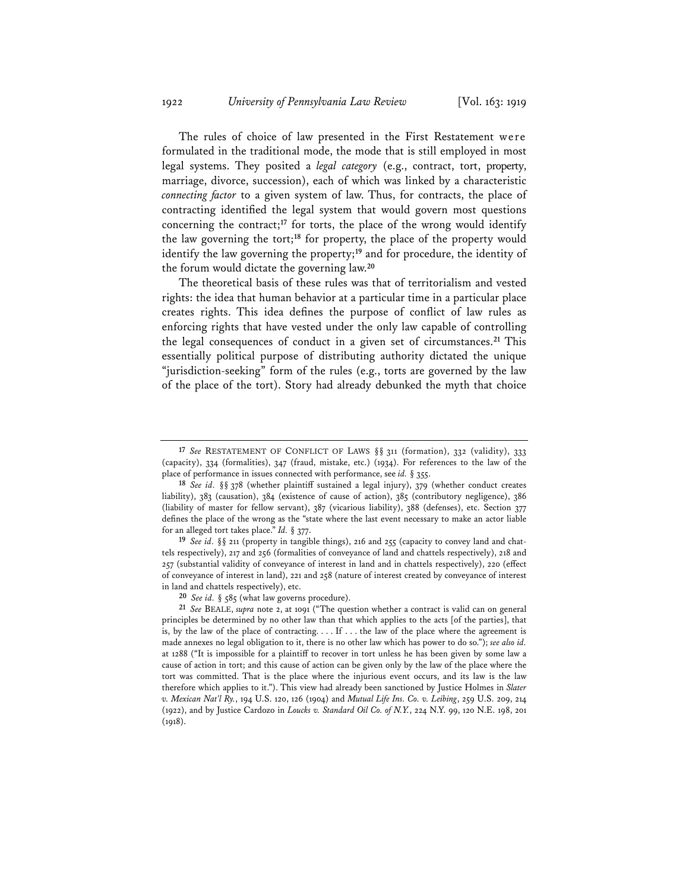The rules of choice of law presented in the First Restatement were formulated in the traditional mode, the mode that is still employed in most legal systems. They posited a *legal category* (e.g., contract, tort, property, marriage, divorce, succession), each of which was linked by a characteristic *connecting factor* to a given system of law. Thus, for contracts, the place of contracting identified the legal system that would govern most questions concerning the contract;[17] for torts, the place of the wrong would identify the law governing the tort;[18] for property, the place of the property would identify the law governing the property;[19] and for procedure, the identity of the forum would dictate the governing law.[20]

The theoretical basis of these rules was that of territorialism and vested rights: the idea that human behavior at a particular time in a particular place creates rights. This idea defines the purpose of conflict of law rules as enforcing rights that have vested under the only law capable of controlling the legal consequences of conduct in a given set of circumstances.[21] This essentially political purpose of distributing authority dictated the unique "jurisdiction-seeking" form of the rules (e.g., torts are governed by the law of the place of the tort). Story had already debunked the myth that choice

---

[17] *See* RESTATEMENT OF CONFLICT OF LAWS §§ 311 (formation), 332 (validity), 333 (capacity), 334 (formalities), 347 (fraud, mistake, etc.) (1934). For references to the law of the place of performance in issues connected with performance, see *id.* § 355.

[18] *See id.* §§ 378 (whether plaintiff sustained a legal injury), 379 (whether conduct creates liability), 383 (causation), 384 (existence of cause of action), 385 (contributory negligence), 386 (liability of master for fellow servant), 387 (vicarious liability), 388 (defenses), etc. Section 377 defines the place of the wrong as the "state where the last event necessary to make an actor liable for an alleged tort takes place." *Id.* § 377.

[19] *See id.* §§ 211 (property in tangible things), 216 and 255 (capacity to convey land and chattels respectively), 217 and 256 (formalities of conveyance of land and chattels respectively), 218 and 257 (substantial validity of conveyance of interest in land and in chattels respectively), 220 (effect of conveyance of interest in land), 221 and 258 (nature of interest created by conveyance of interest in land and chattels respectively), etc.

[20] *See id.* § 585 (what law governs procedure).

[21] *See* BEALE, *supra* note 2, at 1091 ("The question whether a contract is valid can on general principles be determined by no other law than that which applies to the acts [of the parties], that is, by the law of the place of contracting. . . . If . . . the law of the place where the agreement is made annexes no legal obligation to it, there is no other law which has power to do so."); *see also id.* at 1288 ("It is impossible for a plaintiff to recover in tort unless he has been given by some law a cause of action in tort; and this cause of action can be given only by the law of the place where the tort was committed. That is the place where the injurious event occurs, and its law is the law therefore which applies to it."). This view had already been sanctioned by Justice Holmes in *Slater v. Mexican Nat'l Ry.*, 194 U.S. 120, 126 (1904) and *Mutual Life Ins. Co. v. Leibing*, 259 U.S. 209, 214 (1922), and by Justice Cardozo in *Loucks v. Standard Oil Co. of N.Y.*, 224 N.Y. 99, 120 N.E. 198, 201 (1918).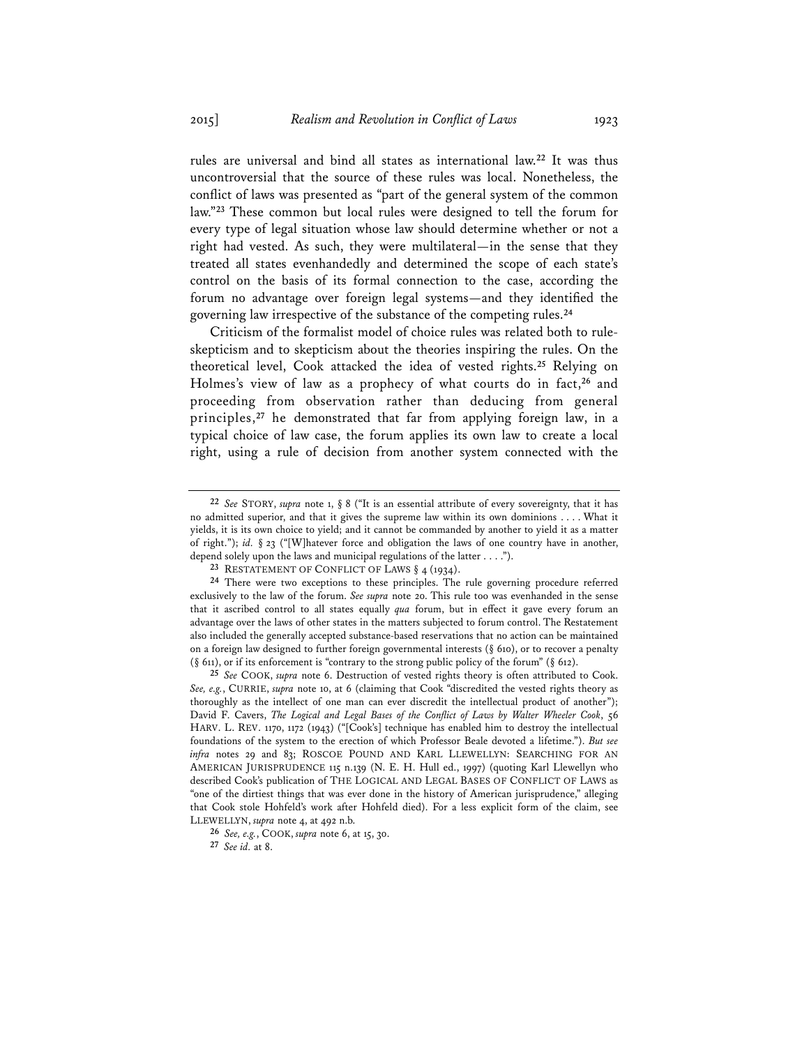rules are universal and bind all states as international law.[22] It was thus uncontroversial that the source of these rules was local. Nonetheless, the conflict of laws was presented as "part of the general system of the common law."[23] These common but local rules were designed to tell the forum for every type of legal situation whose law should determine whether or not a right had vested. As such, they were multilateral—in the sense that they treated all states evenhandedly and determined the scope of each state's control on the basis of its formal connection to the case, according the forum no advantage over foreign legal systems—and they identified the governing law irrespective of the substance of the competing rules.[24]

Criticism of the formalist model of choice rules was related both to rule-skepticism and to skepticism about the theories inspiring the rules. On the theoretical level, Cook attacked the idea of vested rights.[25] Relying on Holmes's view of law as a prophecy of what courts do in fact,[26] and proceeding from observation rather than deducing from general principles,[27] he demonstrated that far from applying foreign law, in a typical choice of law case, the forum applies its own law to create a local right, using a rule of decision from another system connected with the

---

[22] *See* STORY, *supra* note 1, § 8 ("It is an essential attribute of every sovereignty, that it has no admitted superior, and that it gives the supreme law within its own dominions . . . . What it yields, it is its own choice to yield; and it cannot be commanded by another to yield it as a matter of right."); *id.* § 23 ("[W]hatever force and obligation the laws of one country have in another, depend solely upon the laws and municipal regulations of the latter . . . .").

[23] RESTATEMENT OF CONFLICT OF LAWS § 4 (1934).

[24] There were two exceptions to these principles. The rule governing procedure referred exclusively to the law of the forum. *See supra* note 20. This rule too was evenhanded in the sense that it ascribed control to all states equally *qua* forum, but in effect it gave every forum an advantage over the laws of other states in the matters subjected to forum control. The Restatement also included the generally accepted substance-based reservations that no action can be maintained on a foreign law designed to further foreign governmental interests (§ 610), or to recover a penalty (§ 611), or if its enforcement is "contrary to the strong public policy of the forum" (§ 612).

[25] *See* COOK, *supra* note 6. Destruction of vested rights theory is often attributed to Cook. *See, e.g.*, CURRIE, *supra* note 10, at 6 (claiming that Cook "discredited the vested rights theory as thoroughly as the intellect of one man can ever discredit the intellectual product of another"); David F. Cavers, *The Logical and Legal Bases of the Conflict of Laws by Walter Wheeler Cook*, 56 HARV. L. REV. 1170, 1172 (1943) ("[Cook's] technique has enabled him to destroy the intellectual foundations of the system to the erection of which Professor Beale devoted a lifetime."). *But see infra* notes 29 and 83; ROSCOE POUND AND KARL LLEWELLYN: SEARCHING FOR AN AMERICAN JURISPRUDENCE 115 n.139 (N. E. H. Hull ed., 1997) (quoting Karl Llewellyn who described Cook's publication of THE LOGICAL AND LEGAL BASES OF CONFLICT OF LAWS as "one of the dirtiest things that was ever done in the history of American jurisprudence," alleging that Cook stole Hohfeld's work after Hohfeld died). For a less explicit form of the claim, see LLEWELLYN, *supra* note 4, at 492 n.b.

[26] *See, e.g.*, COOK, *supra* note 6, at 15, 30.

[27] *See id.* at 8.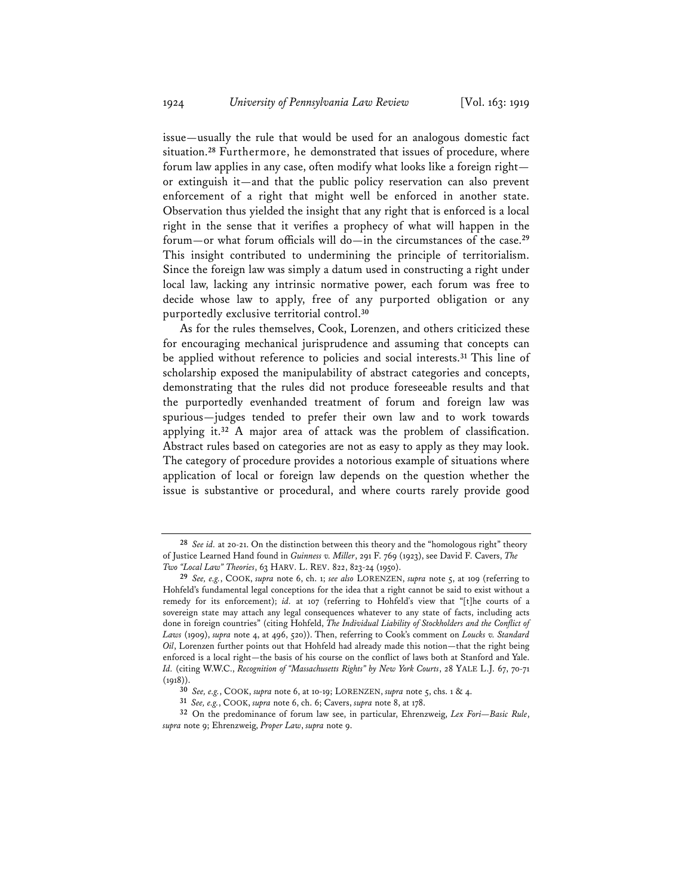issue—usually the rule that would be used for an analogous domestic fact situation.[28] Furthermore, he demonstrated that issues of procedure, where forum law applies in any case, often modify what looks like a foreign right—or extinguish it—and that the public policy reservation can also prevent enforcement of a right that might well be enforced in another state. Observation thus yielded the insight that any right that is enforced is a local right in the sense that it verifies a prophecy of what will happen in the forum—or what forum officials will do—in the circumstances of the case.[29] This insight contributed to undermining the principle of territorialism. Since the foreign law was simply a datum used in constructing a right under local law, lacking any intrinsic normative power, each forum was free to decide whose law to apply, free of any purported obligation or any purportedly exclusive territorial control.[30]

As for the rules themselves, Cook, Lorenzen, and others criticized these for encouraging mechanical jurisprudence and assuming that concepts can be applied without reference to policies and social interests.[31] This line of scholarship exposed the manipulability of abstract categories and concepts, demonstrating that the rules did not produce foreseeable results and that the purportedly evenhanded treatment of forum and foreign law was spurious—judges tended to prefer their own law and to work towards applying it.[32] A major area of attack was the problem of classification. Abstract rules based on categories are not as easy to apply as they may look. The category of procedure provides a notorious example of situations where application of local or foreign law depends on the question whether the issue is substantive or procedural, and where courts rarely provide good

---

[28] *See id.* at 20-21. On the distinction between this theory and the "homologous right" theory of Justice Learned Hand found in *Guinness v. Miller*, 291 F. 769 (1923), see David F. Cavers, *The Two "Local Law" Theories*, 63 HARV. L. REV. 822, 823-24 (1950).

[29] *See, e.g.*, COOK, *supra* note 6, ch. 1; *see also* LORENZEN, *supra* note 5, at 109 (referring to Hohfeld's fundamental legal conceptions for the idea that a right cannot be said to exist without a remedy for its enforcement); *id.* at 107 (referring to Hohfeld's view that "[t]he courts of a sovereign state may attach any legal consequences whatever to any state of facts, including acts done in foreign countries" (citing Hohfeld, *The Individual Liability of Stockholders and the Conflict of Laws* (1909), *supra* note 4, at 496, 520)). Then, referring to Cook's comment on *Loucks v. Standard Oil*, Lorenzen further points out that Hohfeld had already made this notion—that the right being enforced is a local right—the basis of his course on the conflict of laws both at Stanford and Yale. *Id.* (citing W.W.C., *Recognition of "Massachusetts Rights" by New York Courts*, 28 YALE L.J. 67, 70-71 (1918)).

[30] *See, e.g.*, COOK, *supra* note 6, at 10-19; LORENZEN, *supra* note 5, chs. 1 & 4.

[31] *See, e.g.*, COOK, *supra* note 6, ch. 6; Cavers, *supra* note 8, at 178.

[32] On the predominance of forum law see, in particular, Ehrenzweig, *Lex Fori—Basic Rule*, *supra* note 9; Ehrenzweig, *Proper Law*, *supra* note 9.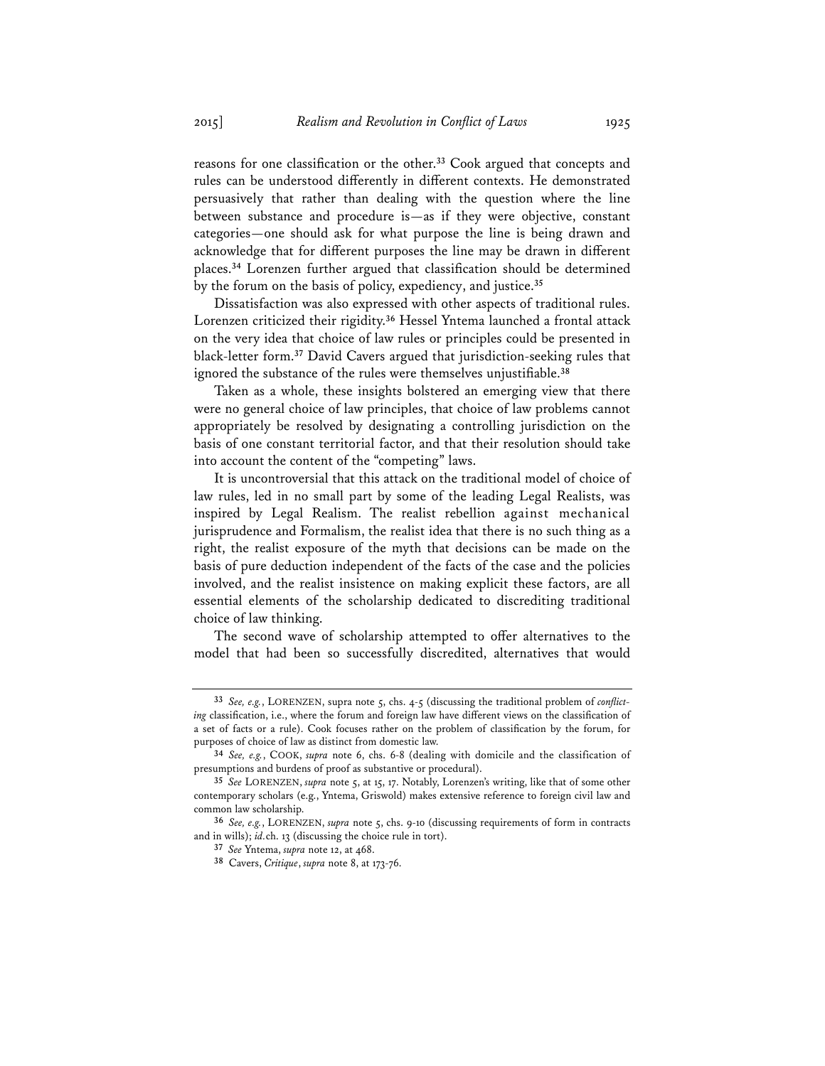reasons for one classification or the other.[33] Cook argued that concepts and rules can be understood differently in different contexts. He demonstrated persuasively that rather than dealing with the question where the line between substance and procedure is—as if they were objective, constant categories—one should ask for what purpose the line is being drawn and acknowledge that for different purposes the line may be drawn in different places.[34] Lorenzen further argued that classification should be determined by the forum on the basis of policy, expediency, and justice.[35]

Dissatisfaction was also expressed with other aspects of traditional rules. Lorenzen criticized their rigidity.[36] Hessel Yntema launched a frontal attack on the very idea that choice of law rules or principles could be presented in black-letter form.[37] David Cavers argued that jurisdiction-seeking rules that ignored the substance of the rules were themselves unjustifiable.[38]

Taken as a whole, these insights bolstered an emerging view that there were no general choice of law principles, that choice of law problems cannot appropriately be resolved by designating a controlling jurisdiction on the basis of one constant territorial factor, and that their resolution should take into account the content of the "competing" laws.

It is uncontroversial that this attack on the traditional model of choice of law rules, led in no small part by some of the leading Legal Realists, was inspired by Legal Realism. The realist rebellion against mechanical jurisprudence and Formalism, the realist idea that there is no such thing as a right, the realist exposure of the myth that decisions can be made on the basis of pure deduction independent of the facts of the case and the policies involved, and the realist insistence on making explicit these factors, are all essential elements of the scholarship dedicated to discrediting traditional choice of law thinking.

The second wave of scholarship attempted to offer alternatives to the model that had been so successfully discredited, alternatives that would

---

[33] *See, e.g.*, LORENZEN, supra note 5, chs. 4-5 (discussing the traditional problem of *conflicting* classification, i.e., where the forum and foreign law have different views on the classification of a set of facts or a rule). Cook focuses rather on the problem of classification by the forum, for purposes of choice of law as distinct from domestic law.

[34] *See, e.g.*, COOK, *supra* note 6, chs. 6-8 (dealing with domicile and the classification of presumptions and burdens of proof as substantive or procedural).

[35] *See* LORENZEN, *supra* note 5, at 15, 17. Notably, Lorenzen's writing, like that of some other contemporary scholars (e.g., Yntema, Griswold) makes extensive reference to foreign civil law and common law scholarship.

[36] *See, e.g.*, LORENZEN, *supra* note 5, chs. 9-10 (discussing requirements of form in contracts and in wills); *id.* ch. 13 (discussing the choice rule in tort).

[37] *See* Yntema, *supra* note 12, at 468.

[38] Cavers, *Critique*, *supra* note 8, at 173-76.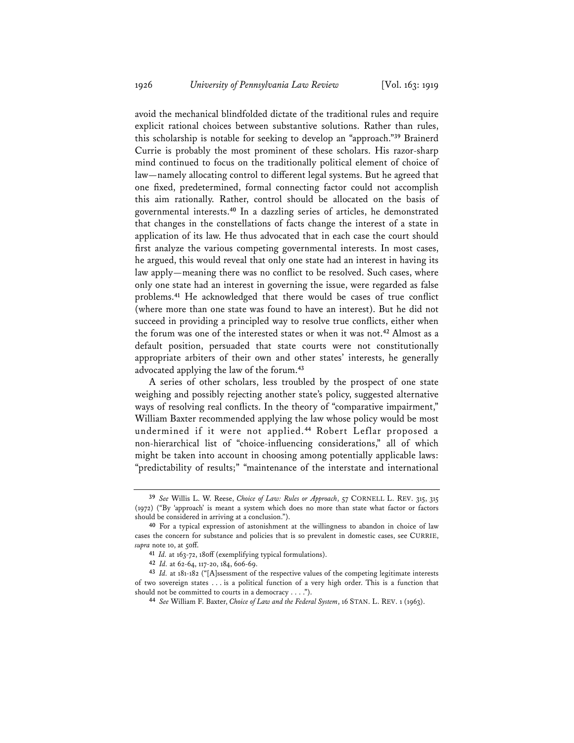avoid the mechanical blindfolded dictate of the traditional rules and require explicit rational choices between substantive solutions. Rather than rules, this scholarship is notable for seeking to develop an "approach."[39] Brainerd Currie is probably the most prominent of these scholars. His razor-sharp mind continued to focus on the traditionally political element of choice of law—namely allocating control to different legal systems. But he agreed that one fixed, predetermined, formal connecting factor could not accomplish this aim rationally. Rather, control should be allocated on the basis of governmental interests.[40] In a dazzling series of articles, he demonstrated that changes in the constellations of facts change the interest of a state in application of its law. He thus advocated that in each case the court should first analyze the various competing governmental interests. In most cases, he argued, this would reveal that only one state had an interest in having its law apply—meaning there was no conflict to be resolved. Such cases, where only one state had an interest in governing the issue, were regarded as false problems.[41] He acknowledged that there would be cases of true conflict (where more than one state was found to have an interest). But he did not succeed in providing a principled way to resolve true conflicts, either when the forum was one of the interested states or when it was not.[42] Almost as a default position, persuaded that state courts were not constitutionally appropriate arbiters of their own and other states' interests, he generally advocated applying the law of the forum.[43]

A series of other scholars, less troubled by the prospect of one state weighing and possibly rejecting another state's policy, suggested alternative ways of resolving real conflicts. In the theory of "comparative impairment," William Baxter recommended applying the law whose policy would be most undermined if it were not applied.[44] Robert Leflar proposed a non-hierarchical list of "choice-influencing considerations," all of which might be taken into account in choosing among potentially applicable laws: "predictability of results;" "maintenance of the interstate and international

---

[39] *See* Willis L. W. Reese, *Choice of Law: Rules or Approach*, 57 CORNELL L. REV. 315, 315 (1972) ("By 'approach' is meant a system which does no more than state what factor or factors should be considered in arriving at a conclusion.").

[40] For a typical expression of astonishment at the willingness to abandon in choice of law cases the concern for substance and policies that is so prevalent in domestic cases, see CURRIE, *supra* note 10, at 50ff.

[41] *Id.* at 163-72, 180ff (exemplifying typical formulations).

[42] *Id.* at 62-64, 117-20, 184, 606-69.

[43] *Id.* at 181-182 ("[A]ssessment of the respective values of the competing legitimate interests of two sovereign states . . . is a political function of a very high order. This is a function that should not be committed to courts in a democracy . . . .").

[44] *See* William F. Baxter, *Choice of Law and the Federal System*, 16 STAN. L. REV. 1 (1963).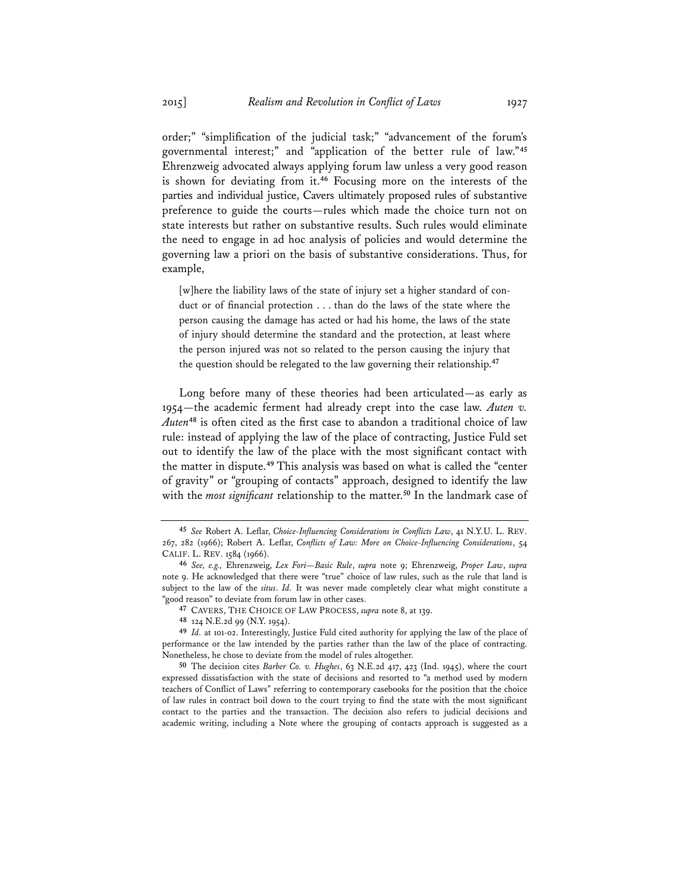order;" "simplification of the judicial task;" "advancement of the forum's governmental interest;" and "application of the better rule of law."[45] Ehrenzweig advocated always applying forum law unless a very good reason is shown for deviating from it.[46] Focusing more on the interests of the parties and individual justice, Cavers ultimately proposed rules of substantive preference to guide the courts—rules which made the choice turn not on state interests but rather on substantive results. Such rules would eliminate the need to engage in ad hoc analysis of policies and would determine the governing law a priori on the basis of substantive considerations. Thus, for example,

> [w]here the liability laws of the state of injury set a higher standard of conduct or of financial protection . . . than do the laws of the state where the person causing the damage has acted or had his home, the laws of the state of injury should determine the standard and the protection, at least where the person injured was not so related to the person causing the injury that the question should be relegated to the law governing their relationship.[47]

Long before many of these theories had been articulated—as early as 1954—the academic ferment had already crept into the case law. *Auten v. Auten*[48] is often cited as the first case to abandon a traditional choice of law rule: instead of applying the law of the place of contracting, Justice Fuld set out to identify the law of the place with the most significant contact with the matter in dispute.[49] This analysis was based on what is called the "center of gravity" or "grouping of contacts" approach, designed to identify the law with the *most significant* relationship to the matter.[50] In the landmark case of

---

[45] *See* Robert A. Leflar, *Choice-Influencing Considerations in Conflicts Law*, 41 N.Y.U. L. REV. 267, 282 (1966); Robert A. Leflar, *Conflicts of Law: More on Choice-Influencing Considerations*, 54 CALIF. L. REV. 1584 (1966).

[46] *See, e.g.,* Ehrenzweig, *Lex Fori—Basic Rule*, *supra* note 9; Ehrenzweig, *Proper Law*, *supra* note 9. He acknowledged that there were "true" choice of law rules, such as the rule that land is subject to the law of the *situs*. *Id.* It was never made completely clear what might constitute a "good reason" to deviate from forum law in other cases.

[47] CAVERS, THE CHOICE OF LAW PROCESS, *supra* note 8, at 139.

[48] 124 N.E.2d 99 (N.Y. 1954).

[49] *Id.* at 101-02. Interestingly, Justice Fuld cited authority for applying the law of the place of performance or the law intended by the parties rather than the law of the place of contracting. Nonetheless, he chose to deviate from the model of rules altogether.

[50] The decision cites *Barber Co. v. Hughes*, 63 N.E.2d 417, 423 (Ind. 1945), where the court expressed dissatisfaction with the state of decisions and resorted to "a method used by modern teachers of Conflict of Laws" referring to contemporary casebooks for the position that the choice of law rules in contract boil down to the court trying to find the state with the most significant contact to the parties and the transaction. The decision also refers to judicial decisions and academic writing, including a Note where the grouping of contacts approach is suggested as a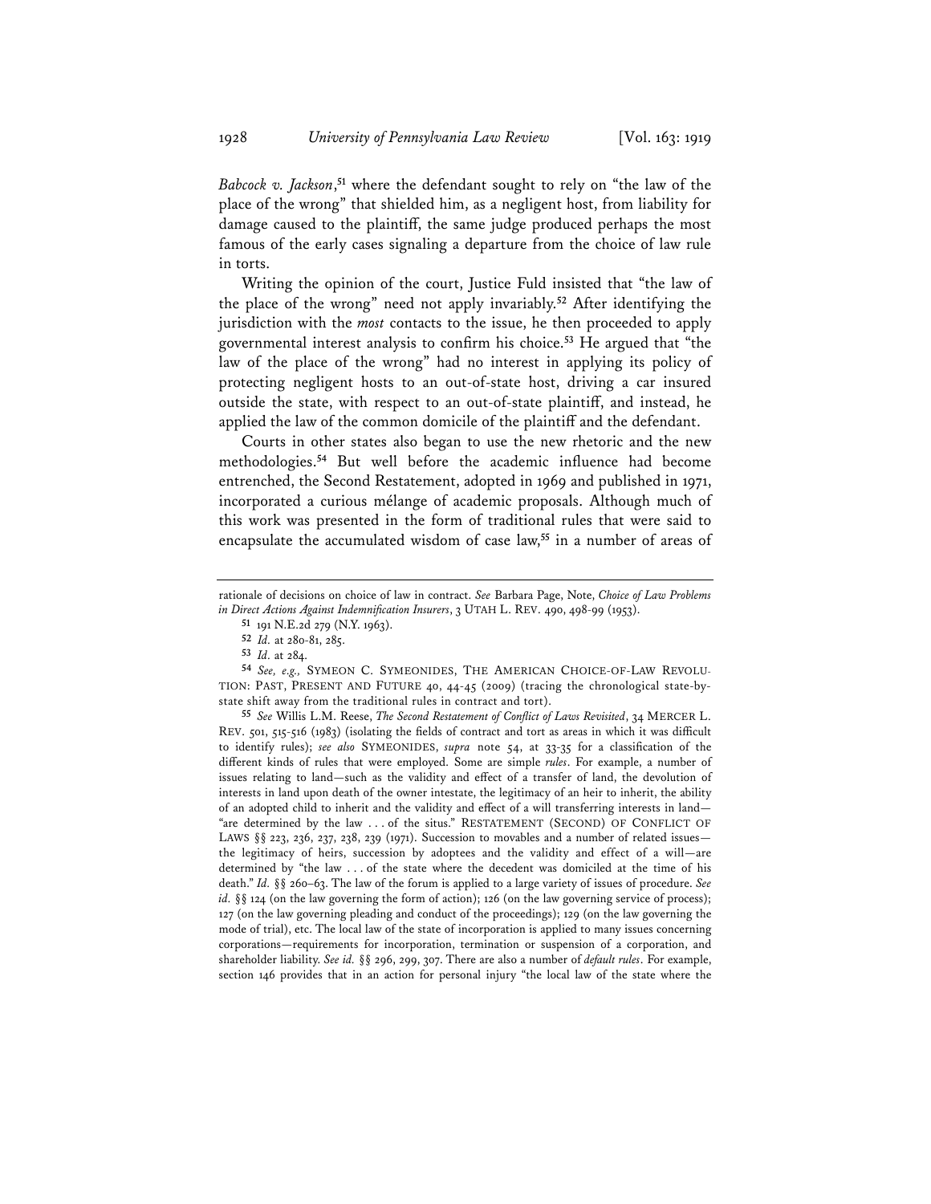*Babcock v. Jackson*,[51] where the defendant sought to rely on "the law of the place of the wrong" that shielded him, as a negligent host, from liability for damage caused to the plaintiff, the same judge produced perhaps the most famous of the early cases signaling a departure from the choice of law rule in torts.

Writing the opinion of the court, Justice Fuld insisted that "the law of the place of the wrong" need not apply invariably.[52] After identifying the jurisdiction with the *most* contacts to the issue, he then proceeded to apply governmental interest analysis to confirm his choice.[53] He argued that "the law of the place of the wrong" had no interest in applying its policy of protecting negligent hosts to an out-of-state host, driving a car insured outside the state, with respect to an out-of-state plaintiff, and instead, he applied the law of the common domicile of the plaintiff and the defendant.

Courts in other states also began to use the new rhetoric and the new methodologies.[54] But well before the academic influence had become entrenched, the Second Restatement, adopted in 1969 and published in 1971, incorporated a curious mélange of academic proposals. Although much of this work was presented in the form of traditional rules that were said to encapsulate the accumulated wisdom of case law,[55] in a number of areas of

---

rationale of decisions on choice of law in contract. *See* Barbara Page, Note, *Choice of Law Problems in Direct Actions Against Indemnification Insurers*, 3 UTAH L. REV. 490, 498-99 (1953).

[51] 191 N.E.2d 279 (N.Y. 1963).

[52] *Id.* at 280-81, 285.

[53] *Id.* at 284.

[54] *See, e.g.*, SYMEON C. SYMEONIDES, THE AMERICAN CHOICE-OF-LAW REVOLUTION: PAST, PRESENT AND FUTURE 40, 44-45 (2009) (tracing the chronological state-by-state shift away from the traditional rules in contract and tort).

[55] *See* Willis L.M. Reese, *The Second Restatement of Conflict of Laws Revisited*, 34 MERCER L. REV. 501, 515-516 (1983) (isolating the fields of contract and tort as areas in which it was difficult to identify rules); *see also* SYMEONIDES, *supra* note 54, at 33-35 for a classification of the different kinds of rules that were employed. Some are simple *rules*. For example, a number of issues relating to land—such as the validity and effect of a transfer of land, the devolution of interests in land upon death of the owner intestate, the legitimacy of an heir to inherit, the ability of an adopted child to inherit and the validity and effect of a will transferring interests in land—"are determined by the law . . . of the situs." RESTATEMENT (SECOND) OF CONFLICT OF LAWS §§ 223, 236, 237, 238, 239 (1971). Succession to movables and a number of related issues—the legitimacy of heirs, succession by adoptees and the validity and effect of a will—are determined by "the law . . . of the state where the decedent was domiciled at the time of his death." *Id.* §§ 260–63. The law of the forum is applied to a large variety of issues of procedure. *See id.* §§ 124 (on the law governing the form of action); 126 (on the law governing service of process); 127 (on the law governing pleading and conduct of the proceedings); 129 (on the law governing the mode of trial), etc. The local law of the state of incorporation is applied to many issues concerning corporations—requirements for incorporation, termination or suspension of a corporation, and shareholder liability. *See id.* §§ 296, 299, 307. There are also a number of *default rules*. For example, section 146 provides that in an action for personal injury "the local law of the state where the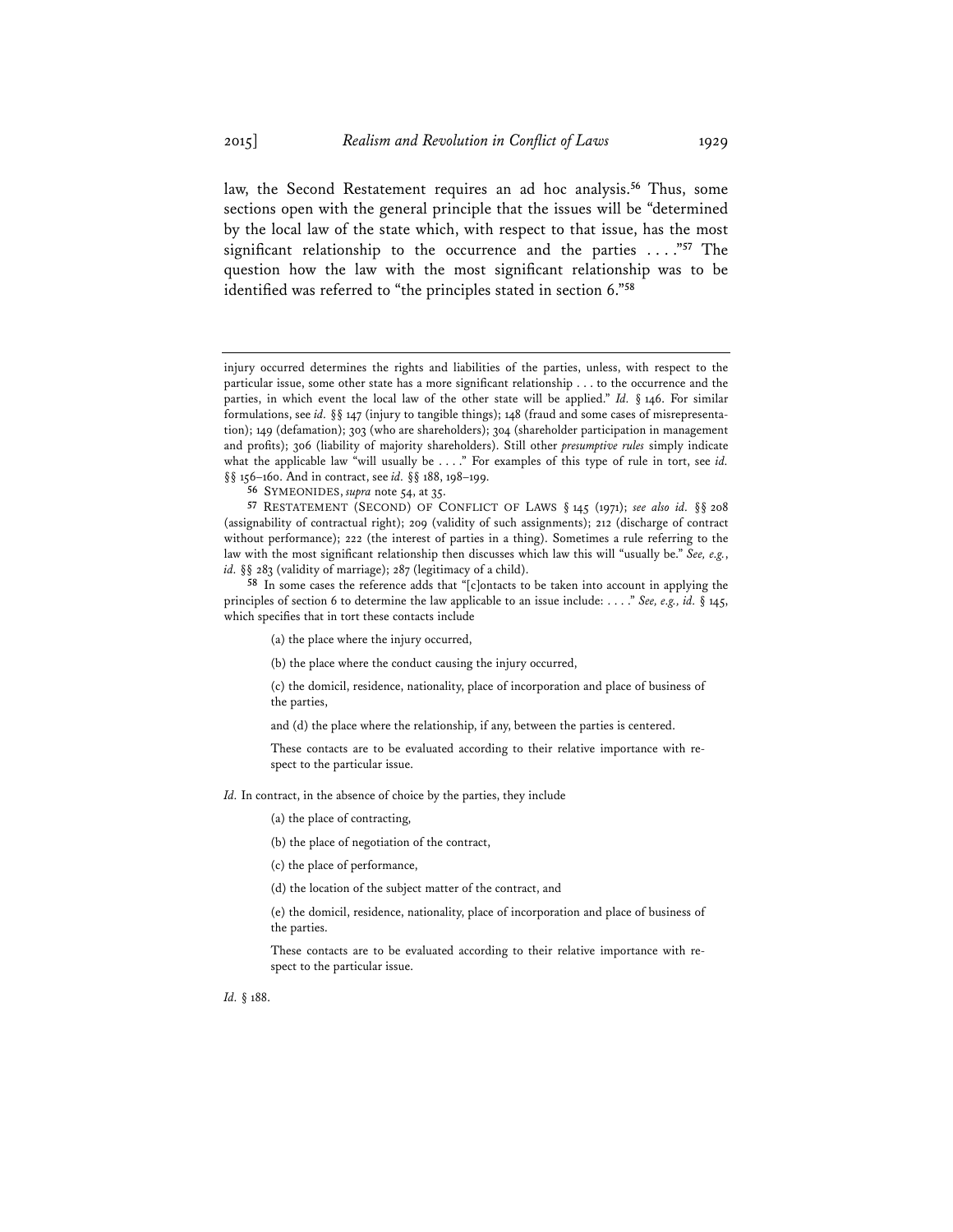law, the Second Restatement requires an ad hoc analysis.[56] Thus, some sections open with the general principle that the issues will be "determined by the local law of the state which, with respect to that issue, has the most significant relationship to the occurrence and the parties . . . ."[57] The question how the law with the most significant relationship was to be identified was referred to "the principles stated in section 6."[58]

---

injury occurred determines the rights and liabilities of the parties, unless, with respect to the particular issue, some other state has a more significant relationship . . . to the occurrence and the parties, in which event the local law of the other state will be applied." *Id.* § 146. For similar formulations, see *id.* §§ 147 (injury to tangible things); 148 (fraud and some cases of misrepresentation); 149 (defamation); 303 (who are shareholders); 304 (shareholder participation in management and profits); 306 (liability of majority shareholders). Still other *presumptive rules* simply indicate what the applicable law "will usually be . . . ." For examples of this type of rule in tort, see *id.* §§ 156–160. And in contract, see *id.* §§ 188, 198–199.

56 SYMEONIDES, *supra* note 54, at 35.

57 RESTATEMENT (SECOND) OF CONFLICT OF LAWS § 145 (1971); *see also id.* §§ 208 (assignability of contractual right); 209 (validity of such assignments); 212 (discharge of contract without performance); 222 (the interest of parties in a thing). Sometimes a rule referring to the law with the most significant relationship then discusses which law this will "usually be." *See, e.g.*, *id.* §§ 283 (validity of marriage); 287 (legitimacy of a child).

58 In some cases the reference adds that "[c]ontacts to be taken into account in applying the principles of section 6 to determine the law applicable to an issue include: . . . ." *See, e.g.*, *id.* § 145, which specifies that in tort these contacts include

> (a) the place where the injury occurred,
>
> (b) the place where the conduct causing the injury occurred,
>
> (c) the domicil, residence, nationality, place of incorporation and place of business of the parties,
>
> and (d) the place where the relationship, if any, between the parties is centered.
>
> These contacts are to be evaluated according to their relative importance with respect to the particular issue.

*Id.* In contract, in the absence of choice by the parties, they include

> (a) the place of contracting,
>
> (b) the place of negotiation of the contract,
>
> (c) the place of performance,
>
> (d) the location of the subject matter of the contract, and
>
> (e) the domicil, residence, nationality, place of incorporation and place of business of the parties.
>
> These contacts are to be evaluated according to their relative importance with respect to the particular issue.

*Id.* § 188.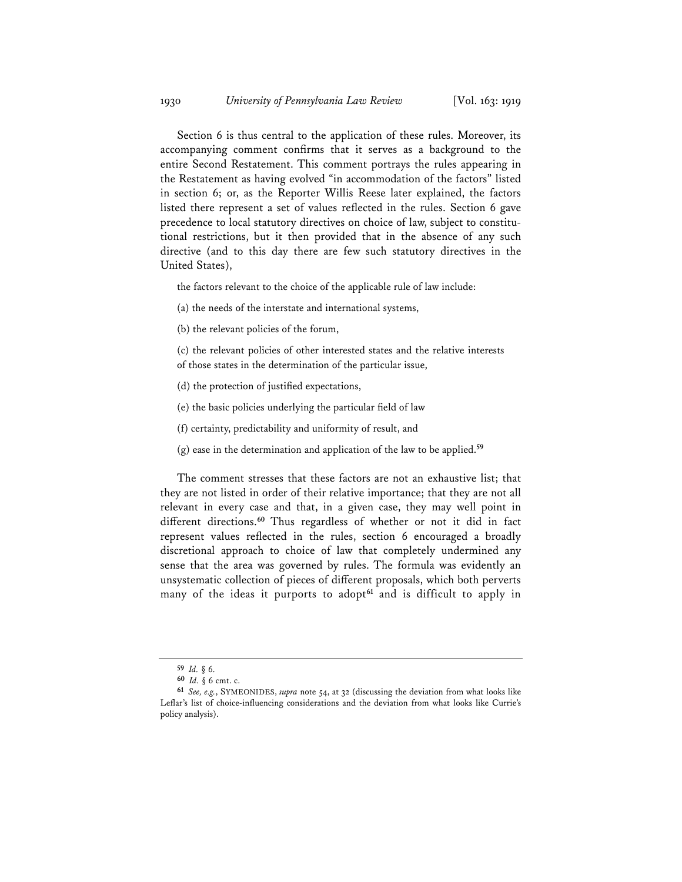Section 6 is thus central to the application of these rules. Moreover, its accompanying comment confirms that it serves as a background to the entire Second Restatement. This comment portrays the rules appearing in the Restatement as having evolved "in accommodation of the factors" listed in section 6; or, as the Reporter Willis Reese later explained, the factors listed there represent a set of values reflected in the rules. Section 6 gave precedence to local statutory directives on choice of law, subject to constitutional restrictions, but it then provided that in the absence of any such directive (and to this day there are few such statutory directives in the United States),

> the factors relevant to the choice of the applicable rule of law include:
>
> (a) the needs of the interstate and international systems,
>
> (b) the relevant policies of the forum,
>
> (c) the relevant policies of other interested states and the relative interests of those states in the determination of the particular issue,
>
> (d) the protection of justified expectations,
>
> (e) the basic policies underlying the particular field of law
>
> (f) certainty, predictability and uniformity of result, and
>
> (g) ease in the determination and application of the law to be applied.[59]

The comment stresses that these factors are not an exhaustive list; that they are not listed in order of their relative importance; that they are not all relevant in every case and that, in a given case, they may well point in different directions.[60] Thus regardless of whether or not it did in fact represent values reflected in the rules, section 6 encouraged a broadly discretional approach to choice of law that completely undermined any sense that the area was governed by rules. The formula was evidently an unsystematic collection of pieces of different proposals, which both perverts many of the ideas it purports to adopt[61] and is difficult to apply in

---

[59] *Id.* § 6.

[60] *Id.* § 6 cmt. c.

[61] *See, e.g.*, SYMEONIDES, *supra* note 54, at 32 (discussing the deviation from what looks like Leflar's list of choice-influencing considerations and the deviation from what looks like Currie's policy analysis).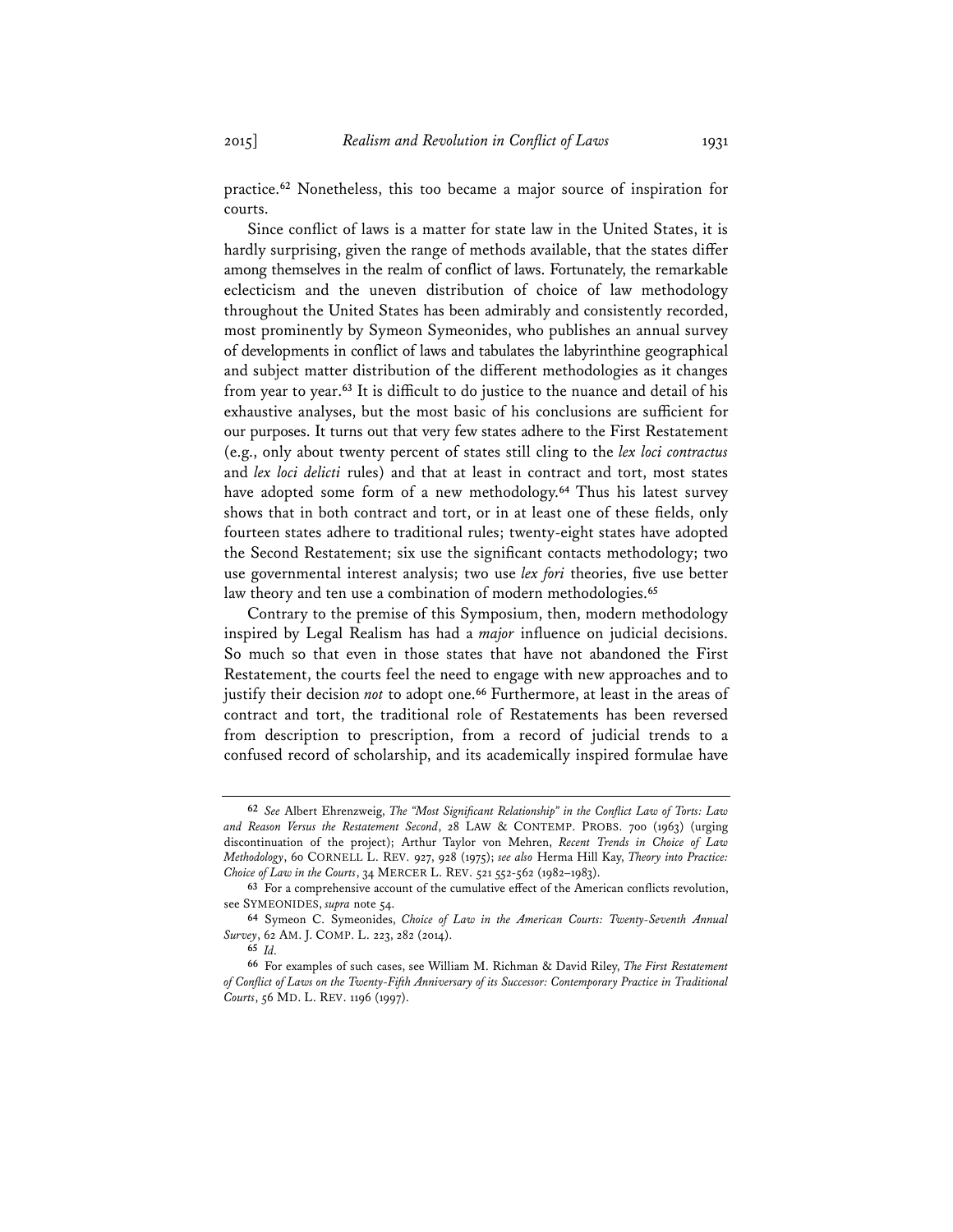practice.[62] Nonetheless, this too became a major source of inspiration for courts.

Since conflict of laws is a matter for state law in the United States, it is hardly surprising, given the range of methods available, that the states differ among themselves in the realm of conflict of laws. Fortunately, the remarkable eclecticism and the uneven distribution of choice of law methodology throughout the United States has been admirably and consistently recorded, most prominently by Symeon Symeonides, who publishes an annual survey of developments in conflict of laws and tabulates the labyrinthine geographical and subject matter distribution of the different methodologies as it changes from year to year.[63] It is difficult to do justice to the nuance and detail of his exhaustive analyses, but the most basic of his conclusions are sufficient for our purposes. It turns out that very few states adhere to the First Restatement (e.g., only about twenty percent of states still cling to the *lex loci contractus* and *lex loci delicti* rules) and that at least in contract and tort, most states have adopted some form of a new methodology.[64] Thus his latest survey shows that in both contract and tort, or in at least one of these fields, only fourteen states adhere to traditional rules; twenty-eight states have adopted the Second Restatement; six use the significant contacts methodology; two use governmental interest analysis; two use *lex fori* theories, five use better law theory and ten use a combination of modern methodologies.[65]

Contrary to the premise of this Symposium, then, modern methodology inspired by Legal Realism has had a *major* influence on judicial decisions. So much so that even in those states that have not abandoned the First Restatement, the courts feel the need to engage with new approaches and to justify their decision *not* to adopt one.[66] Furthermore, at least in the areas of contract and tort, the traditional role of Restatements has been reversed from description to prescription, from a record of judicial trends to a confused record of scholarship, and its academically inspired formulae have

---

[62] *See* Albert Ehrenzweig, *The "Most Significant Relationship" in the Conflict Law of Torts: Law and Reason Versus the Restatement Second*, 28 LAW & CONTEMP. PROBS. 700 (1963) (urging discontinuation of the project); Arthur Taylor von Mehren, *Recent Trends in Choice of Law Methodology*, 60 CORNELL L. REV. 927, 928 (1975); *see also* Herma Hill Kay, *Theory into Practice: Choice of Law in the Courts*, 34 MERCER L. REV. 521 552-562 (1982–1983).

[63] For a comprehensive account of the cumulative effect of the American conflicts revolution, see SYMEONIDES, *supra* note 54.

[64] Symeon C. Symeonides, *Choice of Law in the American Courts: Twenty-Seventh Annual Survey*, 62 AM. J. COMP. L. 223, 282 (2014).

[65] *Id.*

[66] For examples of such cases, see William M. Richman & David Riley, *The First Restatement of Conflict of Laws on the Twenty-Fifth Anniversary of its Successor: Contemporary Practice in Traditional Courts*, 56 MD. L. REV. 1196 (1997).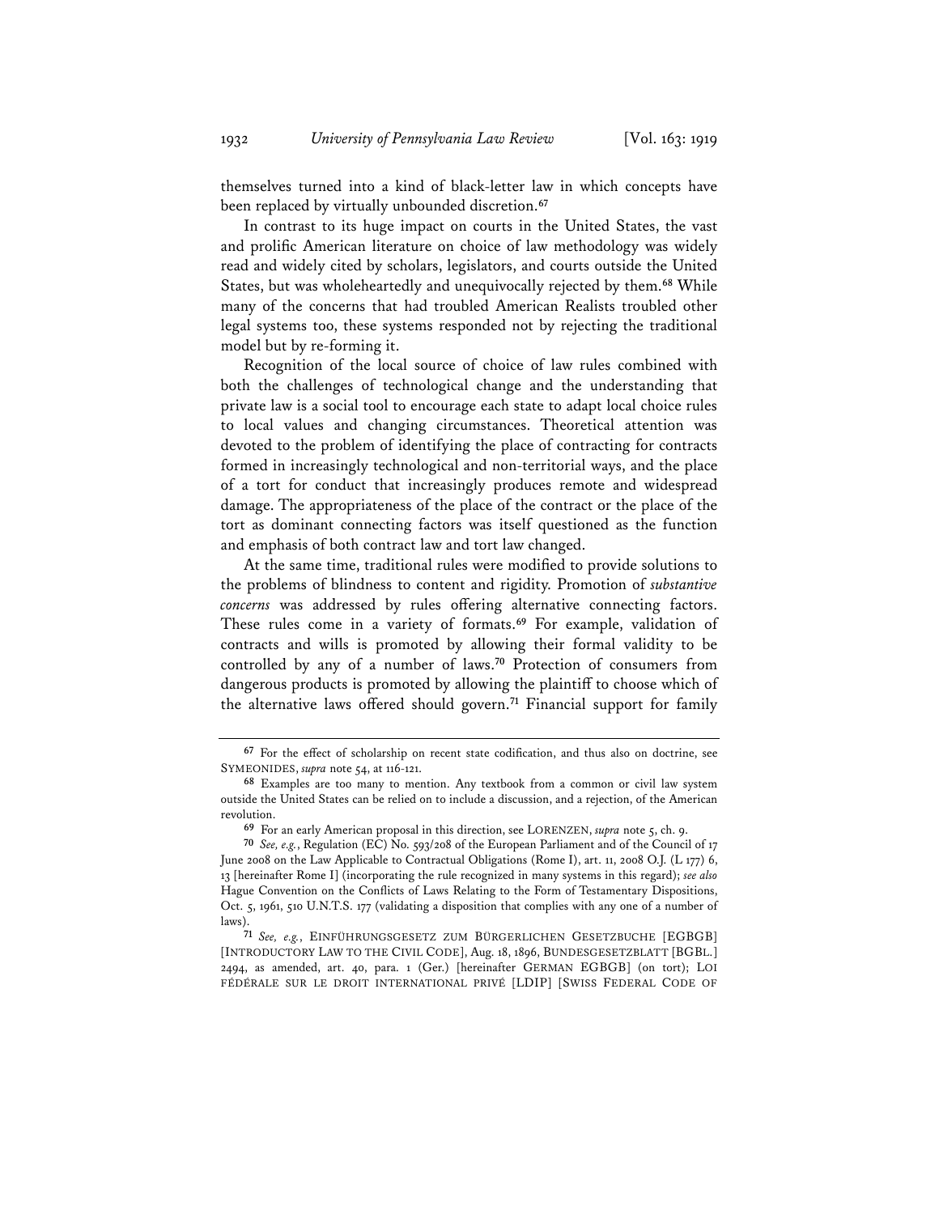themselves turned into a kind of black-letter law in which concepts have been replaced by virtually unbounded discretion.[67]

In contrast to its huge impact on courts in the United States, the vast and prolific American literature on choice of law methodology was widely read and widely cited by scholars, legislators, and courts outside the United States, but was wholeheartedly and unequivocally rejected by them.[68] While many of the concerns that had troubled American Realists troubled other legal systems too, these systems responded not by rejecting the traditional model but by re-forming it.

Recognition of the local source of choice of law rules combined with both the challenges of technological change and the understanding that private law is a social tool to encourage each state to adapt local choice rules to local values and changing circumstances. Theoretical attention was devoted to the problem of identifying the place of contracting for contracts formed in increasingly technological and non-territorial ways, and the place of a tort for conduct that increasingly produces remote and widespread damage. The appropriateness of the place of the contract or the place of the tort as dominant connecting factors was itself questioned as the function and emphasis of both contract law and tort law changed.

At the same time, traditional rules were modified to provide solutions to the problems of blindness to content and rigidity. Promotion of *substantive concerns* was addressed by rules offering alternative connecting factors. These rules come in a variety of formats.[69] For example, validation of contracts and wills is promoted by allowing their formal validity to be controlled by any of a number of laws.[70] Protection of consumers from dangerous products is promoted by allowing the plaintiff to choose which of the alternative laws offered should govern.[71] Financial support for family

---

[67] For the effect of scholarship on recent state codification, and thus also on doctrine, see SYMEONIDES, *supra* note 54, at 116-121.

[68] Examples are too many to mention. Any textbook from a common or civil law system outside the United States can be relied on to include a discussion, and a rejection, of the American revolution.

[69] For an early American proposal in this direction, see LORENZEN, *supra* note 5, ch. 9.

[70] *See, e.g.*, Regulation (EC) No. 593/208 of the European Parliament and of the Council of 17 June 2008 on the Law Applicable to Contractual Obligations (Rome I), art. 11, 2008 O.J. (L 177) 6, 13 [hereinafter Rome I] (incorporating the rule recognized in many systems in this regard); *see also* Hague Convention on the Conflicts of Laws Relating to the Form of Testamentary Dispositions, Oct. 5, 1961, 510 U.N.T.S. 177 (validating a disposition that complies with any one of a number of laws).

[71] *See, e.g.*, EINFÜHRUNGSGESETZ ZUM BÜRGERLICHEN GESETZBUCHE [EGBGB] [INTRODUCTORY LAW TO THE CIVIL CODE], Aug. 18, 1896, BUNDESGESETZBLATT [BGBL.] 2494, as amended, art. 40, para. 1 (Ger.) [hereinafter GERMAN EGBGB] (on tort); LOI FÉDÉRALE SUR LE DROIT INTERNATIONAL PRIVÉ [LDIP] [SWISS FEDERAL CODE OF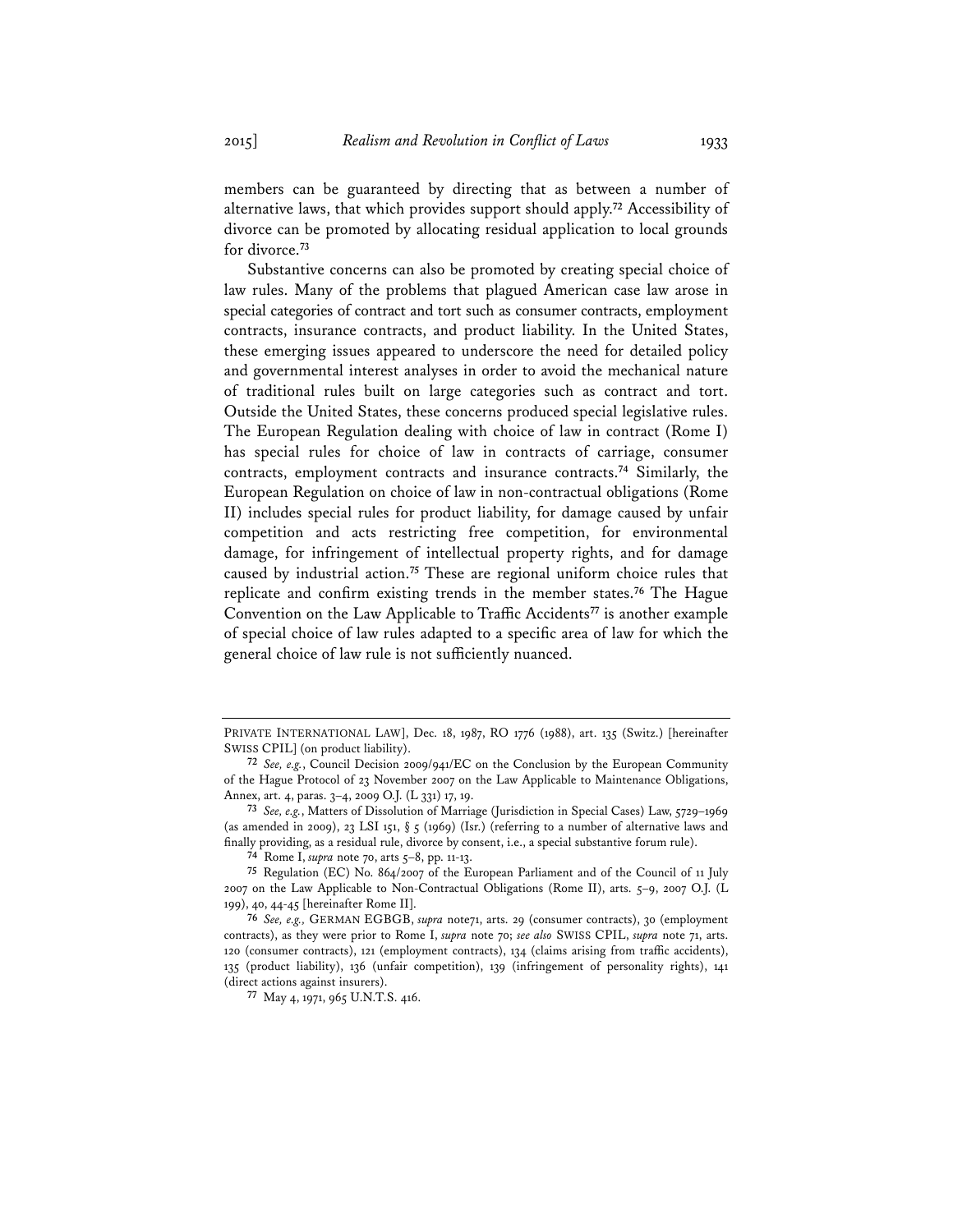members can be guaranteed by directing that as between a number of alternative laws, that which provides support should apply.[72] Accessibility of divorce can be promoted by allocating residual application to local grounds for divorce.[73]

Substantive concerns can also be promoted by creating special choice of law rules. Many of the problems that plagued American case law arose in special categories of contract and tort such as consumer contracts, employment contracts, insurance contracts, and product liability. In the United States, these emerging issues appeared to underscore the need for detailed policy and governmental interest analyses in order to avoid the mechanical nature of traditional rules built on large categories such as contract and tort. Outside the United States, these concerns produced special legislative rules. The European Regulation dealing with choice of law in contract (Rome I) has special rules for choice of law in contracts of carriage, consumer contracts, employment contracts and insurance contracts.[74] Similarly, the European Regulation on choice of law in non-contractual obligations (Rome II) includes special rules for product liability, for damage caused by unfair competition and acts restricting free competition, for environmental damage, for infringement of intellectual property rights, and for damage caused by industrial action.[75] These are regional uniform choice rules that replicate and confirm existing trends in the member states.[76] The Hague Convention on the Law Applicable to Traffic Accidents[77] is another example of special choice of law rules adapted to a specific area of law for which the general choice of law rule is not sufficiently nuanced.

---

PRIVATE INTERNATIONAL LAW], Dec. 18, 1987, RO 1776 (1988), art. 135 (Switz.) [hereinafter SWISS CPIL] (on product liability).

72 *See, e.g.*, Council Decision 2009/941/EC on the Conclusion by the European Community of the Hague Protocol of 23 November 2007 on the Law Applicable to Maintenance Obligations, Annex, art. 4, paras. 3–4, 2009 O.J. (L 331) 17, 19.

73 *See, e.g.*, Matters of Dissolution of Marriage (Jurisdiction in Special Cases) Law, 5729–1969 (as amended in 2009), 23 LSI 151, § 5 (1969) (Isr.) (referring to a number of alternative laws and finally providing, as a residual rule, divorce by consent, i.e., a special substantive forum rule).

74 Rome I, *supra* note 70, arts 5–8, pp. 11-13.

75 Regulation (EC) No. 864/2007 of the European Parliament and of the Council of 11 July 2007 on the Law Applicable to Non-Contractual Obligations (Rome II), arts. 5–9, 2007 O.J. (L 199), 40, 44-45 [hereinafter Rome II].

76 *See, e.g.*, GERMAN EGBGB, *supra* note71, arts. 29 (consumer contracts), 30 (employment contracts), as they were prior to Rome I, *supra* note 70; *see also* SWISS CPIL, *supra* note 71, arts. 120 (consumer contracts), 121 (employment contracts), 134 (claims arising from traffic accidents), 135 (product liability), 136 (unfair competition), 139 (infringement of personality rights), 141 (direct actions against insurers).

77 May 4, 1971, 965 U.N.T.S. 416.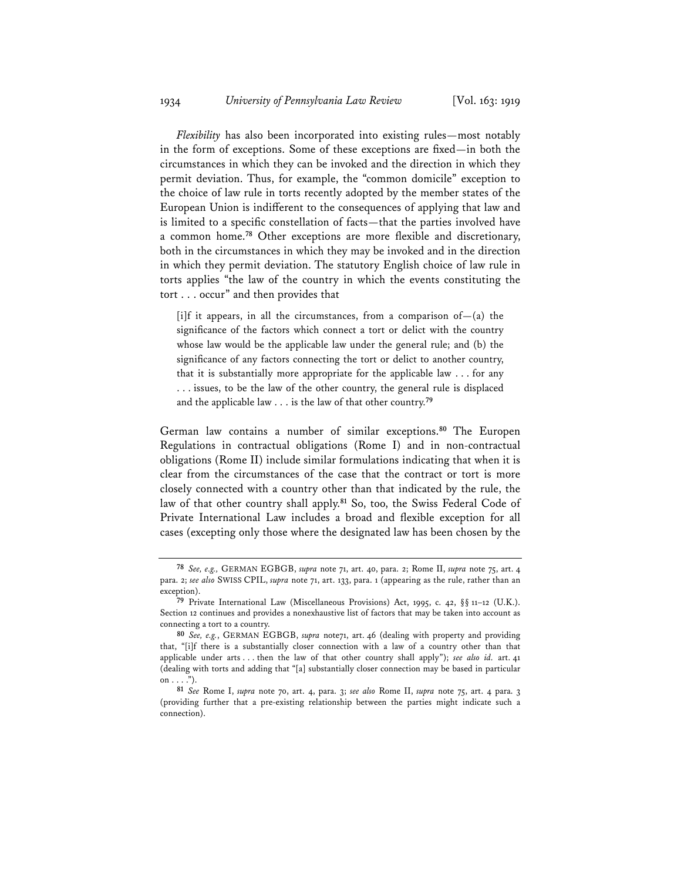*Flexibility* has also been incorporated into existing rules—most notably in the form of exceptions. Some of these exceptions are fixed—in both the circumstances in which they can be invoked and the direction in which they permit deviation. Thus, for example, the "common domicile" exception to the choice of law rule in torts recently adopted by the member states of the European Union is indifferent to the consequences of applying that law and is limited to a specific constellation of facts—that the parties involved have a common home.[78] Other exceptions are more flexible and discretionary, both in the circumstances in which they may be invoked and in the direction in which they permit deviation. The statutory English choice of law rule in torts applies "the law of the country in which the events constituting the tort . . . occur" and then provides that

> [i]f it appears, in all the circumstances, from a comparison of—(a) the significance of the factors which connect a tort or delict with the country whose law would be the applicable law under the general rule; and (b) the significance of any factors connecting the tort or delict to another country, that it is substantially more appropriate for the applicable law . . . for any . . . issues, to be the law of the other country, the general rule is displaced and the applicable law . . . is the law of that other country.[79]

German law contains a number of similar exceptions.[80] The Europen Regulations in contractual obligations (Rome I) and in non-contractual obligations (Rome II) include similar formulations indicating that when it is clear from the circumstances of the case that the contract or tort is more closely connected with a country other than that indicated by the rule, the law of that other country shall apply.[81] So, too, the Swiss Federal Code of Private International Law includes a broad and flexible exception for all cases (excepting only those where the designated law has been chosen by the

---

[78] *See, e.g.*, GERMAN EGBGB, *supra* note 71, art. 40, para. 2; Rome II, *supra* note 75, art. 4 para. 2; *see also* SWISS CPIL, *supra* note 71, art. 133, para. 1 (appearing as the rule, rather than an exception).

[79] Private International Law (Miscellaneous Provisions) Act, 1995, c. 42, §§ 11–12 (U.K.). Section 12 continues and provides a nonexhaustive list of factors that may be taken into account as connecting a tort to a country.

[80] *See, e.g.*, GERMAN EGBGB, *supra* note71, art. 46 (dealing with property and providing that, "[i]f there is a substantially closer connection with a law of a country other than that applicable under arts . . . then the law of that other country shall apply"); *see also id.* art. 41 (dealing with torts and adding that "[a] substantially closer connection may be based in particular on . . . .").

[81] *See* Rome I, *supra* note 70, art. 4, para. 3; *see also* Rome II, *supra* note 75, art. 4 para. 3 (providing further that a pre-existing relationship between the parties might indicate such a connection).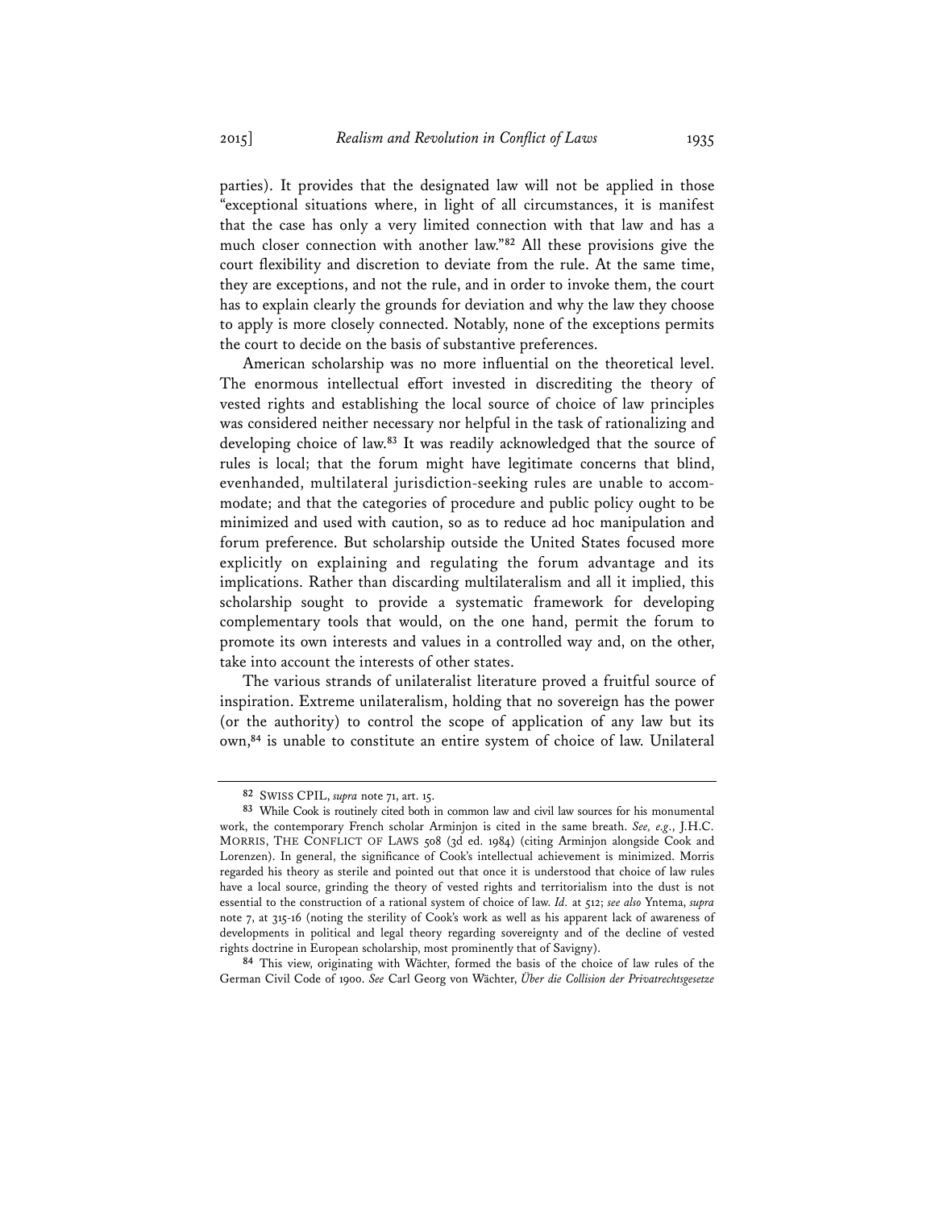parties). It provides that the designated law will not be applied in those "exceptional situations where, in light of all circumstances, it is manifest that the case has only a very limited connection with that law and has a much closer connection with another law."[82] All these provisions give the court flexibility and discretion to deviate from the rule. At the same time, they are exceptions, and not the rule, and in order to invoke them, the court has to explain clearly the grounds for deviation and why the law they choose to apply is more closely connected. Notably, none of the exceptions permits the court to decide on the basis of substantive preferences.

American scholarship was no more influential on the theoretical level. The enormous intellectual effort invested in discrediting the theory of vested rights and establishing the local source of choice of law principles was considered neither necessary nor helpful in the task of rationalizing and developing choice of law.[83] It was readily acknowledged that the source of rules is local; that the forum might have legitimate concerns that blind, evenhanded, multilateral jurisdiction-seeking rules are unable to accommodate; and that the categories of procedure and public policy ought to be minimized and used with caution, so as to reduce ad hoc manipulation and forum preference. But scholarship outside the United States focused more explicitly on explaining and regulating the forum advantage and its implications. Rather than discarding multilateralism and all it implied, this scholarship sought to provide a systematic framework for developing complementary tools that would, on the one hand, permit the forum to promote its own interests and values in a controlled way and, on the other, take into account the interests of other states.

The various strands of unilateralist literature proved a fruitful source of inspiration. Extreme unilateralism, holding that no sovereign has the power (or the authority) to control the scope of application of any law but its own,[84] is unable to constitute an entire system of choice of law. Unilateral

---

[82] SWISS CPIL, *supra* note 71, art. 15.

[83] While Cook is routinely cited both in common law and civil law sources for his monumental work, the contemporary French scholar Arminjon is cited in the same breath. *See, e.g.*, J.H.C. MORRIS, THE CONFLICT OF LAWS 508 (3d ed. 1984) (citing Arminjon alongside Cook and Lorenzen). In general, the significance of Cook's intellectual achievement is minimized. Morris regarded his theory as sterile and pointed out that once it is understood that choice of law rules have a local source, grinding the theory of vested rights and territorialism into the dust is not essential to the construction of a rational system of choice of law. *Id.* at 512; *see also* Yntema, *supra* note 7, at 315-16 (noting the sterility of Cook's work as well as his apparent lack of awareness of developments in political and legal theory regarding sovereignty and of the decline of vested rights doctrine in European scholarship, most prominently that of Savigny).

[84] This view, originating with Wächter, formed the basis of the choice of law rules of the German Civil Code of 1900. *See* Carl Georg von Wächter, *Über die Collision der Privatrechtsgesetze*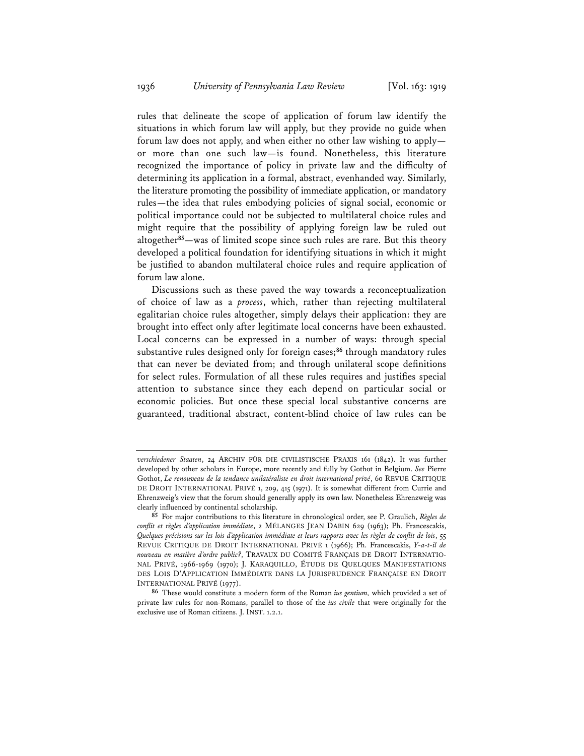rules that delineate the scope of application of forum law identify the situations in which forum law will apply, but they provide no guide when forum law does not apply, and when either no other law wishing to apply—or more than one such law—is found. Nonetheless, this literature recognized the importance of policy in private law and the difficulty of determining its application in a formal, abstract, evenhanded way. Similarly, the literature promoting the possibility of immediate application, or mandatory rules—the idea that rules embodying policies of signal social, economic or political importance could not be subjected to multilateral choice rules and might require that the possibility of applying foreign law be ruled out altogether[85]—was of limited scope since such rules are rare. But this theory developed a political foundation for identifying situations in which it might be justified to abandon multilateral choice rules and require application of forum law alone.

Discussions such as these paved the way towards a reconceptualization of choice of law as a *process*, which, rather than rejecting multilateral egalitarian choice rules altogether, simply delays their application: they are brought into effect only after legitimate local concerns have been exhausted. Local concerns can be expressed in a number of ways: through special substantive rules designed only for foreign cases;[86] through mandatory rules that can never be deviated from; and through unilateral scope definitions for select rules. Formulation of all these rules requires and justifies special attention to substance since they each depend on particular social or economic policies. But once these special local substantive concerns are guaranteed, traditional abstract, content-blind choice of law rules can be

---

*verschiedener Staaten*, 24 ARCHIV FÜR DIE CIVILISTISCHE PRAXIS 161 (1842). It was further developed by other scholars in Europe, more recently and fully by Gothot in Belgium. *See* Pierre Gothot, *Le renouveau de la tendance unilatéraliste en droit international privé*, 60 REVUE CRITIQUE DE DROIT INTERNATIONAL PRIVÉ 1, 209, 415 (1971). It is somewhat different from Currie and Ehrenzweig's view that the forum should generally apply its own law. Nonetheless Ehrenzweig was clearly influenced by continental scholarship.

[85] For major contributions to this literature in chronological order, see P. Graulich, *Règles de conflit et règles d'application immédiate*, 2 MÉLANGES JEAN DABIN 629 (1963); Ph. Francescakis, *Quelques précisions sur les lois d'application immédiate et leurs rapports avec les règles de conflit de lois*, 55 REVUE CRITIQUE DE DROIT INTERNATIONAL PRIVÉ 1 (1966); Ph. Francescakis, *Y-a-t-il de nouveau en matière d'ordre public?*, TRAVAUX DU COMITÉ FRANÇAIS DE DROIT INTERNATIONAL PRIVÉ, 1966-1969 (1970); J. KARAQUILLO, ÉTUDE DE QUELQUES MANIFESTATIONS DES LOIS D'APPLICATION IMMÉDIATE DANS LA JURISPRUDENCE FRANÇAISE EN DROIT INTERNATIONAL PRIVÉ (1977).

[86] These would constitute a modern form of the Roman *ius gentium,* which provided a set of private law rules for non-Romans, parallel to those of the *ius civile* that were originally for the exclusive use of Roman citizens. J. INST. 1.2.1.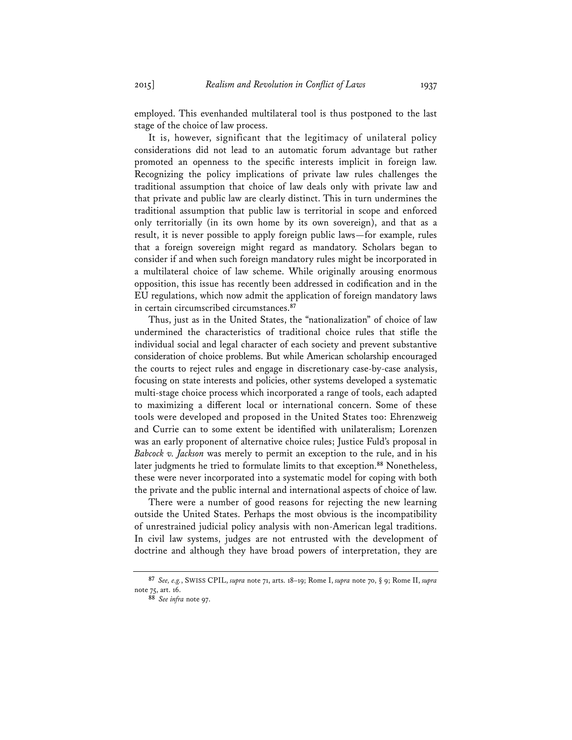employed. This evenhanded multilateral tool is thus postponed to the last stage of the choice of law process.

It is, however, significant that the legitimacy of unilateral policy considerations did not lead to an automatic forum advantage but rather promoted an openness to the specific interests implicit in foreign law. Recognizing the policy implications of private law rules challenges the traditional assumption that choice of law deals only with private law and that private and public law are clearly distinct. This in turn undermines the traditional assumption that public law is territorial in scope and enforced only territorially (in its own home by its own sovereign), and that as a result, it is never possible to apply foreign public laws—for example, rules that a foreign sovereign might regard as mandatory. Scholars began to consider if and when such foreign mandatory rules might be incorporated in a multilateral choice of law scheme. While originally arousing enormous opposition, this issue has recently been addressed in codification and in the EU regulations, which now admit the application of foreign mandatory laws in certain circumscribed circumstances.[87]

Thus, just as in the United States, the "nationalization" of choice of law undermined the characteristics of traditional choice rules that stifle the individual social and legal character of each society and prevent substantive consideration of choice problems. But while American scholarship encouraged the courts to reject rules and engage in discretionary case-by-case analysis, focusing on state interests and policies, other systems developed a systematic multi-stage choice process which incorporated a range of tools, each adapted to maximizing a different local or international concern. Some of these tools were developed and proposed in the United States too: Ehrenzweig and Currie can to some extent be identified with unilateralism; Lorenzen was an early proponent of alternative choice rules; Justice Fuld's proposal in *Babcock v. Jackson* was merely to permit an exception to the rule, and in his later judgments he tried to formulate limits to that exception.[88] Nonetheless, these were never incorporated into a systematic model for coping with both the private and the public internal and international aspects of choice of law.

There were a number of good reasons for rejecting the new learning outside the United States. Perhaps the most obvious is the incompatibility of unrestrained judicial policy analysis with non-American legal traditions. In civil law systems, judges are not entrusted with the development of doctrine and although they have broad powers of interpretation, they are

---

[87] *See, e.g.*, SWISS CPIL, *supra* note 71, arts. 18–19; Rome I, *supra* note 70, § 9; Rome II, *supra* note 75, art. 16.

[88] *See infra* note 97.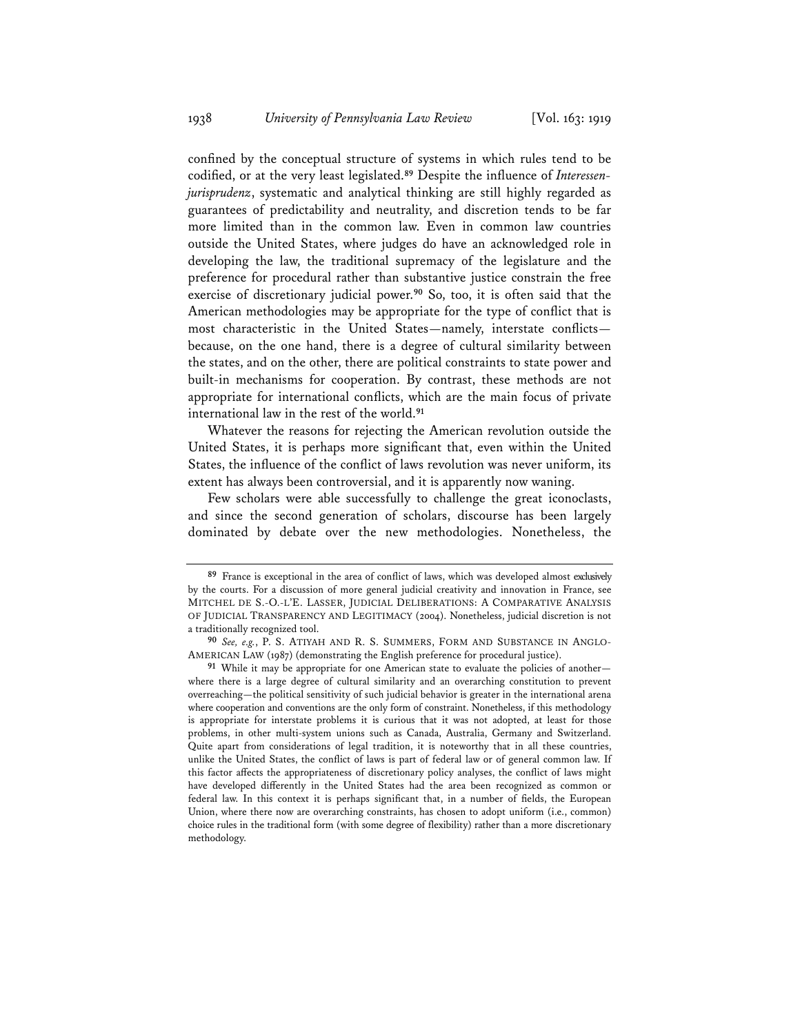confined by the conceptual structure of systems in which rules tend to be codified, or at the very least legislated.[89] Despite the influence of *Interessenjurisprudenz*, systematic and analytical thinking are still highly regarded as guarantees of predictability and neutrality, and discretion tends to be far more limited than in the common law. Even in common law countries outside the United States, where judges do have an acknowledged role in developing the law, the traditional supremacy of the legislature and the preference for procedural rather than substantive justice constrain the free exercise of discretionary judicial power.[90] So, too, it is often said that the American methodologies may be appropriate for the type of conflict that is most characteristic in the United States—namely, interstate conflicts—because, on the one hand, there is a degree of cultural similarity between the states, and on the other, there are political constraints to state power and built-in mechanisms for cooperation. By contrast, these methods are not appropriate for international conflicts, which are the main focus of private international law in the rest of the world.[91]

Whatever the reasons for rejecting the American revolution outside the United States, it is perhaps more significant that, even within the United States, the influence of the conflict of laws revolution was never uniform, its extent has always been controversial, and it is apparently now waning.

Few scholars were able successfully to challenge the great iconoclasts, and since the second generation of scholars, discourse has been largely dominated by debate over the new methodologies. Nonetheless, the

---

[89] France is exceptional in the area of conflict of laws, which was developed almost exclusively by the courts. For a discussion of more general judicial creativity and innovation in France, see MITCHEL DE S.-O.-L'E. LASSER, JUDICIAL DELIBERATIONS: A COMPARATIVE ANALYSIS OF JUDICIAL TRANSPARENCY AND LEGITIMACY (2004). Nonetheless, judicial discretion is not a traditionally recognized tool.

[90] *See, e.g.*, P. S. ATIYAH AND R. S. SUMMERS, FORM AND SUBSTANCE IN ANGLO-AMERICAN LAW (1987) (demonstrating the English preference for procedural justice).

[91] While it may be appropriate for one American state to evaluate the policies of another—where there is a large degree of cultural similarity and an overarching constitution to prevent overreaching—the political sensitivity of such judicial behavior is greater in the international arena where cooperation and conventions are the only form of constraint. Nonetheless, if this methodology is appropriate for interstate problems it is curious that it was not adopted, at least for those problems, in other multi-system unions such as Canada, Australia, Germany and Switzerland. Quite apart from considerations of legal tradition, it is noteworthy that in all these countries, unlike the United States, the conflict of laws is part of federal law or of general common law. If this factor affects the appropriateness of discretionary policy analyses, the conflict of laws might have developed differently in the United States had the area been recognized as common or federal law. In this context it is perhaps significant that, in a number of fields, the European Union, where there now are overarching constraints, has chosen to adopt uniform (i.e., common) choice rules in the traditional form (with some degree of flexibility) rather than a more discretionary methodology.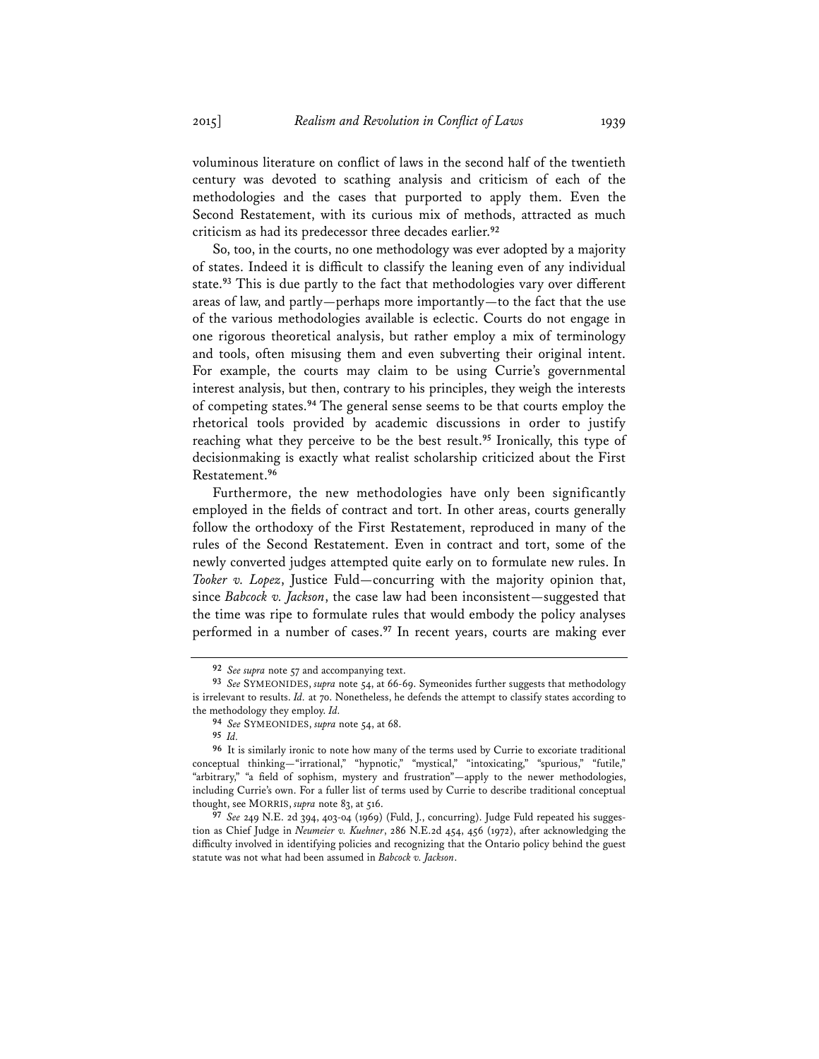voluminous literature on conflict of laws in the second half of the twentieth century was devoted to scathing analysis and criticism of each of the methodologies and the cases that purported to apply them. Even the Second Restatement, with its curious mix of methods, attracted as much criticism as had its predecessor three decades earlier.[92]

So, too, in the courts, no one methodology was ever adopted by a majority of states. Indeed it is difficult to classify the leaning even of any individual state.[93] This is due partly to the fact that methodologies vary over different areas of law, and partly—perhaps more importantly—to the fact that the use of the various methodologies available is eclectic. Courts do not engage in one rigorous theoretical analysis, but rather employ a mix of terminology and tools, often misusing them and even subverting their original intent. For example, the courts may claim to be using Currie's governmental interest analysis, but then, contrary to his principles, they weigh the interests of competing states.[94] The general sense seems to be that courts employ the rhetorical tools provided by academic discussions in order to justify reaching what they perceive to be the best result.[95] Ironically, this type of decisionmaking is exactly what realist scholarship criticized about the First Restatement.[96]

Furthermore, the new methodologies have only been significantly employed in the fields of contract and tort. In other areas, courts generally follow the orthodoxy of the First Restatement, reproduced in many of the rules of the Second Restatement. Even in contract and tort, some of the newly converted judges attempted quite early on to formulate new rules. In *Tooker v. Lopez*, Justice Fuld—concurring with the majority opinion that, since *Babcock v. Jackson*, the case law had been inconsistent—suggested that the time was ripe to formulate rules that would embody the policy analyses performed in a number of cases.[97] In recent years, courts are making ever

---

[92] *See supra* note 57 and accompanying text.

[93] *See* SYMEONIDES, *supra* note 54, at 66-69. Symeonides further suggests that methodology is irrelevant to results. *Id.* at 70. Nonetheless, he defends the attempt to classify states according to the methodology they employ. *Id.*

[94] *See* SYMEONIDES, *supra* note 54, at 68.

[95] *Id.*

[96] It is similarly ironic to note how many of the terms used by Currie to excoriate traditional conceptual thinking—"irrational," "hypnotic," "mystical," "intoxicating," "spurious," "futile," "arbitrary," "a field of sophism, mystery and frustration"—apply to the newer methodologies, including Currie's own. For a fuller list of terms used by Currie to describe traditional conceptual thought, see MORRIS, *supra* note 83, at 516.

[97] *See* 249 N.E. 2d 394, 403-04 (1969) (Fuld, J., concurring). Judge Fuld repeated his suggestion as Chief Judge in *Neumeier v. Kuehner*, 286 N.E.2d 454, 456 (1972), after acknowledging the difficulty involved in identifying policies and recognizing that the Ontario policy behind the guest statute was not what had been assumed in *Babcock v. Jackson*.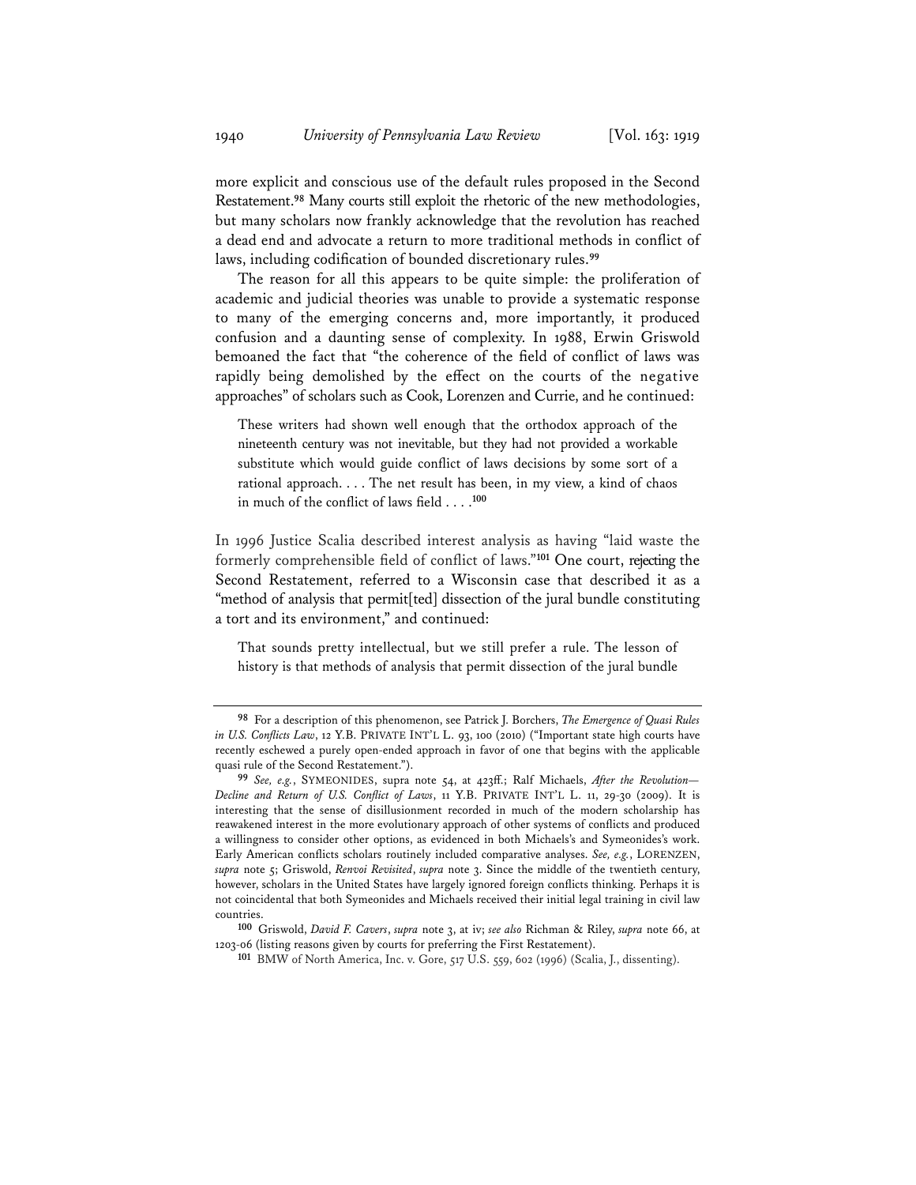more explicit and conscious use of the default rules proposed in the Second Restatement.[98] Many courts still exploit the rhetoric of the new methodologies, but many scholars now frankly acknowledge that the revolution has reached a dead end and advocate a return to more traditional methods in conflict of laws, including codification of bounded discretionary rules.[99]

The reason for all this appears to be quite simple: the proliferation of academic and judicial theories was unable to provide a systematic response to many of the emerging concerns and, more importantly, it produced confusion and a daunting sense of complexity. In 1988, Erwin Griswold bemoaned the fact that "the coherence of the field of conflict of laws was rapidly being demolished by the effect on the courts of the negative approaches" of scholars such as Cook, Lorenzen and Currie, and he continued:

> These writers had shown well enough that the orthodox approach of the nineteenth century was not inevitable, but they had not provided a workable substitute which would guide conflict of laws decisions by some sort of a rational approach. . . . The net result has been, in my view, a kind of chaos in much of the conflict of laws field . . . .[100]

In 1996 Justice Scalia described interest analysis as having "laid waste the formerly comprehensible field of conflict of laws."[101] One court, rejecting the Second Restatement, referred to a Wisconsin case that described it as a "method of analysis that permit[ted] dissection of the jural bundle constituting a tort and its environment," and continued:

> That sounds pretty intellectual, but we still prefer a rule. The lesson of history is that methods of analysis that permit dissection of the jural bundle

---

[98] For a description of this phenomenon, see Patrick J. Borchers, *The Emergence of Quasi Rules in U.S. Conflicts Law*, 12 Y.B. PRIVATE INT'L L. 93, 100 (2010) ("Important state high courts have recently eschewed a purely open-ended approach in favor of one that begins with the applicable quasi rule of the Second Restatement.").

[99] *See, e.g.*, SYMEONIDES, supra note 54, at 423ff.; Ralf Michaels, *After the Revolution—Decline and Return of U.S. Conflict of Laws*, 11 Y.B. PRIVATE INT'L L. 11, 29-30 (2009). It is interesting that the sense of disillusionment recorded in much of the modern scholarship has reawakened interest in the more evolutionary approach of other systems of conflicts and produced a willingness to consider other options, as evidenced in both Michaels's and Symeonides's work. Early American conflicts scholars routinely included comparative analyses. *See, e.g.*, LORENZEN, *supra* note 5; Griswold, *Renvoi Revisited*, *supra* note 3. Since the middle of the twentieth century, however, scholars in the United States have largely ignored foreign conflicts thinking. Perhaps it is not coincidental that both Symeonides and Michaels received their initial legal training in civil law countries.

[100] Griswold, *David F. Cavers*, *supra* note 3, at iv; *see also* Richman & Riley, *supra* note 66, at 1203-06 (listing reasons given by courts for preferring the First Restatement).

[101] BMW of North America, Inc. v. Gore, 517 U.S. 559, 602 (1996) (Scalia, J., dissenting).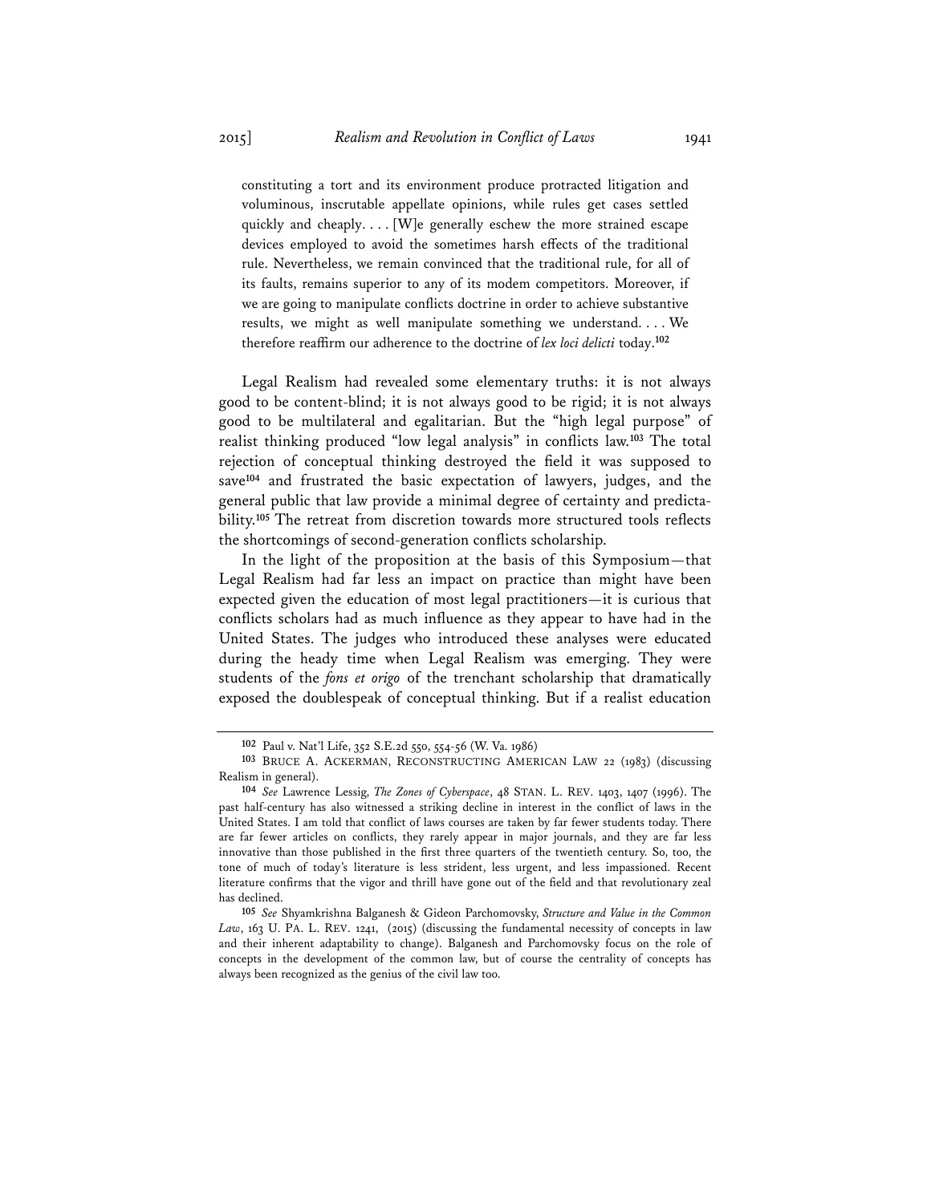constituting a tort and its environment produce protracted litigation and voluminous, inscrutable appellate opinions, while rules get cases settled quickly and cheaply. . . . [W]e generally eschew the more strained escape devices employed to avoid the sometimes harsh effects of the traditional rule. Nevertheless, we remain convinced that the traditional rule, for all of its faults, remains superior to any of its modem competitors. Moreover, if we are going to manipulate conflicts doctrine in order to achieve substantive results, we might as well manipulate something we understand. . . . We therefore reaffirm our adherence to the doctrine of *lex loci delicti* today.[102]

Legal Realism had revealed some elementary truths: it is not always good to be content-blind; it is not always good to be rigid; it is not always good to be multilateral and egalitarian. But the "high legal purpose" of realist thinking produced "low legal analysis" in conflicts law.[103] The total rejection of conceptual thinking destroyed the field it was supposed to save[104] and frustrated the basic expectation of lawyers, judges, and the general public that law provide a minimal degree of certainty and predictability.[105] The retreat from discretion towards more structured tools reflects the shortcomings of second-generation conflicts scholarship.

In the light of the proposition at the basis of this Symposium—that Legal Realism had far less an impact on practice than might have been expected given the education of most legal practitioners—it is curious that conflicts scholars had as much influence as they appear to have had in the United States. The judges who introduced these analyses were educated during the heady time when Legal Realism was emerging. They were students of the *fons et origo* of the trenchant scholarship that dramatically exposed the doublespeak of conceptual thinking. But if a realist education

---

102 Paul v. Nat'l Life, 352 S.E.2d 550, 554-56 (W. Va. 1986)

103 BRUCE A. ACKERMAN, RECONSTRUCTING AMERICAN LAW 22 (1983) (discussing Realism in general).

104 *See* Lawrence Lessig, *The Zones of Cyberspace*, 48 STAN. L. REV. 1403, 1407 (1996). The past half-century has also witnessed a striking decline in interest in the conflict of laws in the United States. I am told that conflict of laws courses are taken by far fewer students today. There are far fewer articles on conflicts, they rarely appear in major journals, and they are far less innovative than those published in the first three quarters of the twentieth century. So, too, the tone of much of today's literature is less strident, less urgent, and less impassioned. Recent literature confirms that the vigor and thrill have gone out of the field and that revolutionary zeal has declined.

105 *See* Shyamkrishna Balganesh & Gideon Parchomovsky, *Structure and Value in the Common Law*, 163 U. PA. L. REV. 1241, (2015) (discussing the fundamental necessity of concepts in law and their inherent adaptability to change). Balganesh and Parchomovsky focus on the role of concepts in the development of the common law, but of course the centrality of concepts has always been recognized as the genius of the civil law too.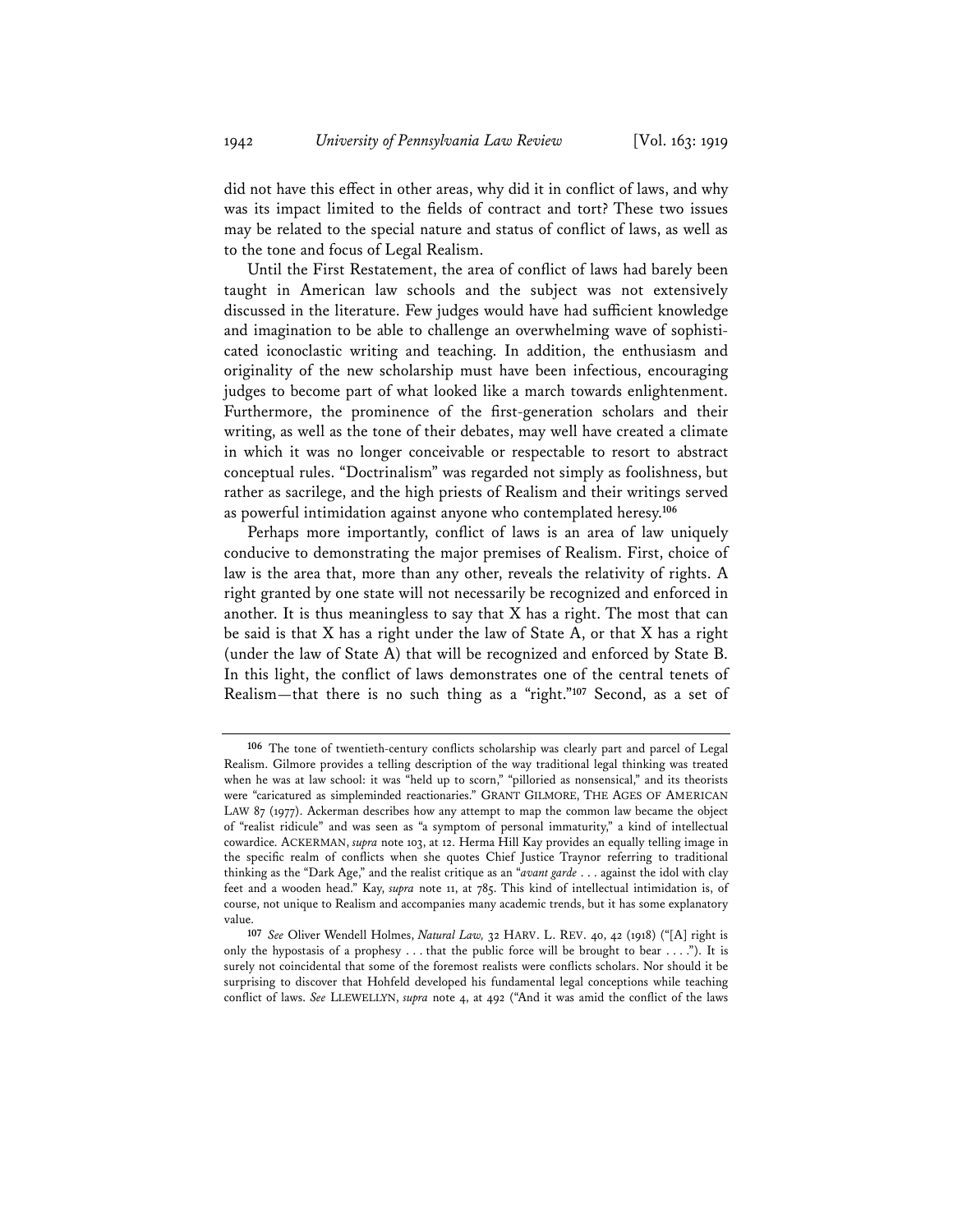did not have this effect in other areas, why did it in conflict of laws, and why was its impact limited to the fields of contract and tort? These two issues may be related to the special nature and status of conflict of laws, as well as to the tone and focus of Legal Realism.

Until the First Restatement, the area of conflict of laws had barely been taught in American law schools and the subject was not extensively discussed in the literature. Few judges would have had sufficient knowledge and imagination to be able to challenge an overwhelming wave of sophisticated iconoclastic writing and teaching. In addition, the enthusiasm and originality of the new scholarship must have been infectious, encouraging judges to become part of what looked like a march towards enlightenment. Furthermore, the prominence of the first-generation scholars and their writing, as well as the tone of their debates, may well have created a climate in which it was no longer conceivable or respectable to resort to abstract conceptual rules. "Doctrinalism" was regarded not simply as foolishness, but rather as sacrilege, and the high priests of Realism and their writings served as powerful intimidation against anyone who contemplated heresy.[106]

Perhaps more importantly, conflict of laws is an area of law uniquely conducive to demonstrating the major premises of Realism. First, choice of law is the area that, more than any other, reveals the relativity of rights. A right granted by one state will not necessarily be recognized and enforced in another. It is thus meaningless to say that X has a right. The most that can be said is that X has a right under the law of State A, or that X has a right (under the law of State A) that will be recognized and enforced by State B. In this light, the conflict of laws demonstrates one of the central tenets of Realism—that there is no such thing as a "right."[107] Second, as a set of

---

[106] The tone of twentieth-century conflicts scholarship was clearly part and parcel of Legal Realism. Gilmore provides a telling description of the way traditional legal thinking was treated when he was at law school: it was "held up to scorn," "pilloried as nonsensical," and its theorists were "caricatured as simpleminded reactionaries." GRANT GILMORE, THE AGES OF AMERICAN LAW 87 (1977). Ackerman describes how any attempt to map the common law became the object of "realist ridicule" and was seen as "a symptom of personal immaturity," a kind of intellectual cowardice. ACKERMAN, *supra* note 103, at 12. Herma Hill Kay provides an equally telling image in the specific realm of conflicts when she quotes Chief Justice Traynor referring to traditional thinking as the "Dark Age," and the realist critique as an "*avant garde* . . . against the idol with clay feet and a wooden head." Kay, *supra* note 11, at 785. This kind of intellectual intimidation is, of course, not unique to Realism and accompanies many academic trends, but it has some explanatory value.

[107] *See* Oliver Wendell Holmes, *Natural Law*, 32 HARV. L. REV. 40, 42 (1918) ("[A] right is only the hypostasis of a prophesy . . . that the public force will be brought to bear . . . ."). It is surely not coincidental that some of the foremost realists were conflicts scholars. Nor should it be surprising to discover that Hohfeld developed his fundamental legal conceptions while teaching conflict of laws. *See* LLEWELLYN, *supra* note 4, at 492 ("And it was amid the conflict of the laws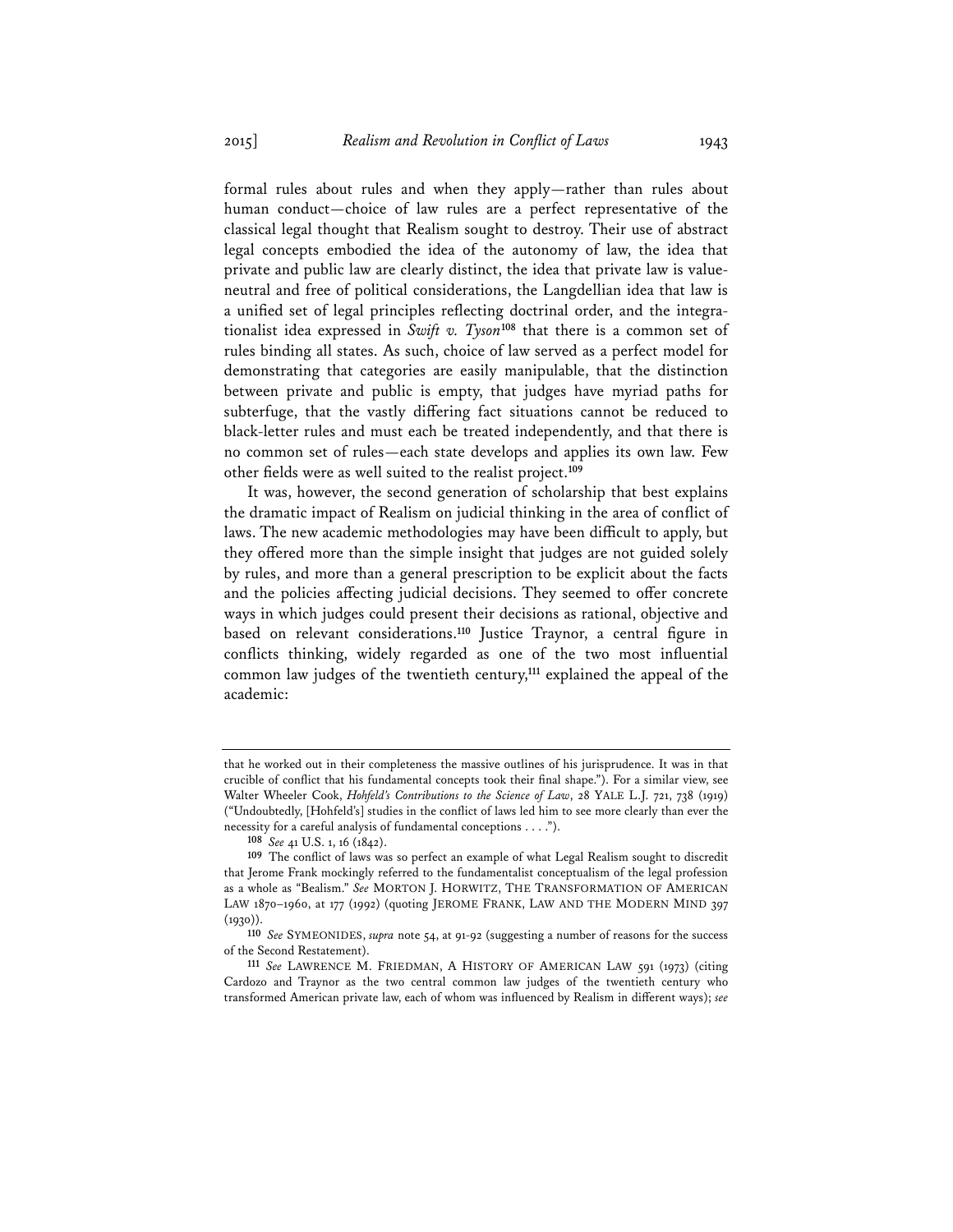formal rules about rules and when they apply—rather than rules about human conduct—choice of law rules are a perfect representative of the classical legal thought that Realism sought to destroy. Their use of abstract legal concepts embodied the idea of the autonomy of law, the idea that private and public law are clearly distinct, the idea that private law is value-neutral and free of political considerations, the Langdellian idea that law is a unified set of legal principles reflecting doctrinal order, and the integrationalist idea expressed in *Swift v. Tyson*[108] that there is a common set of rules binding all states. As such, choice of law served as a perfect model for demonstrating that categories are easily manipulable, that the distinction between private and public is empty, that judges have myriad paths for subterfuge, that the vastly differing fact situations cannot be reduced to black-letter rules and must each be treated independently, and that there is no common set of rules—each state develops and applies its own law. Few other fields were as well suited to the realist project.[109]

It was, however, the second generation of scholarship that best explains the dramatic impact of Realism on judicial thinking in the area of conflict of laws. The new academic methodologies may have been difficult to apply, but they offered more than the simple insight that judges are not guided solely by rules, and more than a general prescription to be explicit about the facts and the policies affecting judicial decisions. They seemed to offer concrete ways in which judges could present their decisions as rational, objective and based on relevant considerations.[110] Justice Traynor, a central figure in conflicts thinking, widely regarded as one of the two most influential common law judges of the twentieth century,[111] explained the appeal of the academic:

---

that he worked out in their completeness the massive outlines of his jurisprudence. It was in that crucible of conflict that his fundamental concepts took their final shape."). For a similar view, see Walter Wheeler Cook, *Hohfeld's Contributions to the Science of Law*, 28 YALE L.J. 721, 738 (1919) ("Undoubtedly, [Hohfeld's] studies in the conflict of laws led him to see more clearly than ever the necessity for a careful analysis of fundamental conceptions . . . .").

[108] *See* 41 U.S. 1, 16 (1842).

[109] The conflict of laws was so perfect an example of what Legal Realism sought to discredit that Jerome Frank mockingly referred to the fundamentalist conceptualism of the legal profession as a whole as "Bealism." *See* MORTON J. HORWITZ, THE TRANSFORMATION OF AMERICAN LAW 1870–1960, at 177 (1992) (quoting JEROME FRANK, LAW AND THE MODERN MIND 397 (1930)).

[110] *See* SYMEONIDES, *supra* note 54, at 91-92 (suggesting a number of reasons for the success of the Second Restatement).

[111] *See* LAWRENCE M. FRIEDMAN, A HISTORY OF AMERICAN LAW 591 (1973) (citing Cardozo and Traynor as the two central common law judges of the twentieth century who transformed American private law, each of whom was influenced by Realism in different ways); *see*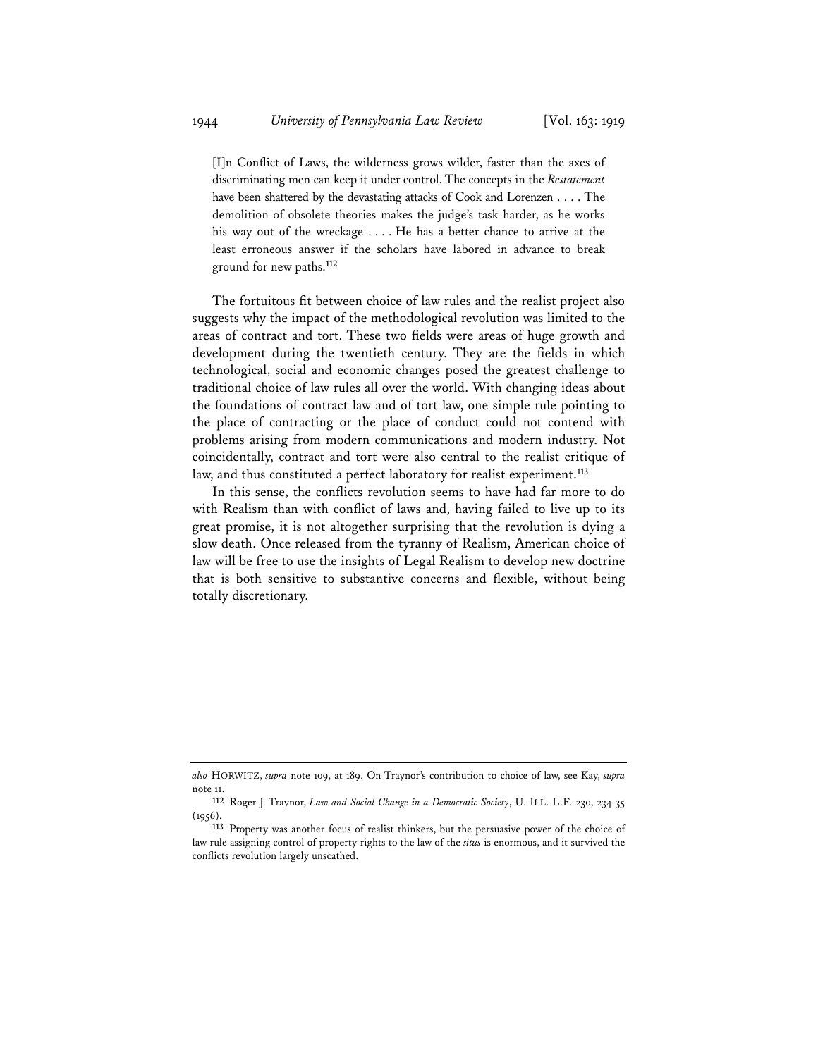> [I]n Conflict of Laws, the wilderness grows wilder, faster than the axes of discriminating men can keep it under control. The concepts in the *Restatement* have been shattered by the devastating attacks of Cook and Lorenzen . . . . The demolition of obsolete theories makes the judge's task harder, as he works his way out of the wreckage . . . . He has a better chance to arrive at the least erroneous answer if the scholars have labored in advance to break ground for new paths.[112]

The fortuitous fit between choice of law rules and the realist project also suggests why the impact of the methodological revolution was limited to the areas of contract and tort. These two fields were areas of huge growth and development during the twentieth century. They are the fields in which technological, social and economic changes posed the greatest challenge to traditional choice of law rules all over the world. With changing ideas about the foundations of contract law and of tort law, one simple rule pointing to the place of contracting or the place of conduct could not contend with problems arising from modern communications and modern industry. Not coincidentally, contract and tort were also central to the realist critique of law, and thus constituted a perfect laboratory for realist experiment.[113]

In this sense, the conflicts revolution seems to have had far more to do with Realism than with conflict of laws and, having failed to live up to its great promise, it is not altogether surprising that the revolution is dying a slow death. Once released from the tyranny of Realism, American choice of law will be free to use the insights of Legal Realism to develop new doctrine that is both sensitive to substantive concerns and flexible, without being totally discretionary.

---

*also* HORWITZ, *supra* note 109, at 189. On Traynor's contribution to choice of law, see Kay, *supra* note 11.

[112] Roger J. Traynor, *Law and Social Change in a Democratic Society*, U. ILL. L.F. 230, 234-35 (1956).

[113] Property was another focus of realist thinkers, but the persuasive power of the choice of law rule assigning control of property rights to the law of the *situs* is enormous, and it survived the conflicts revolution largely unscathed.